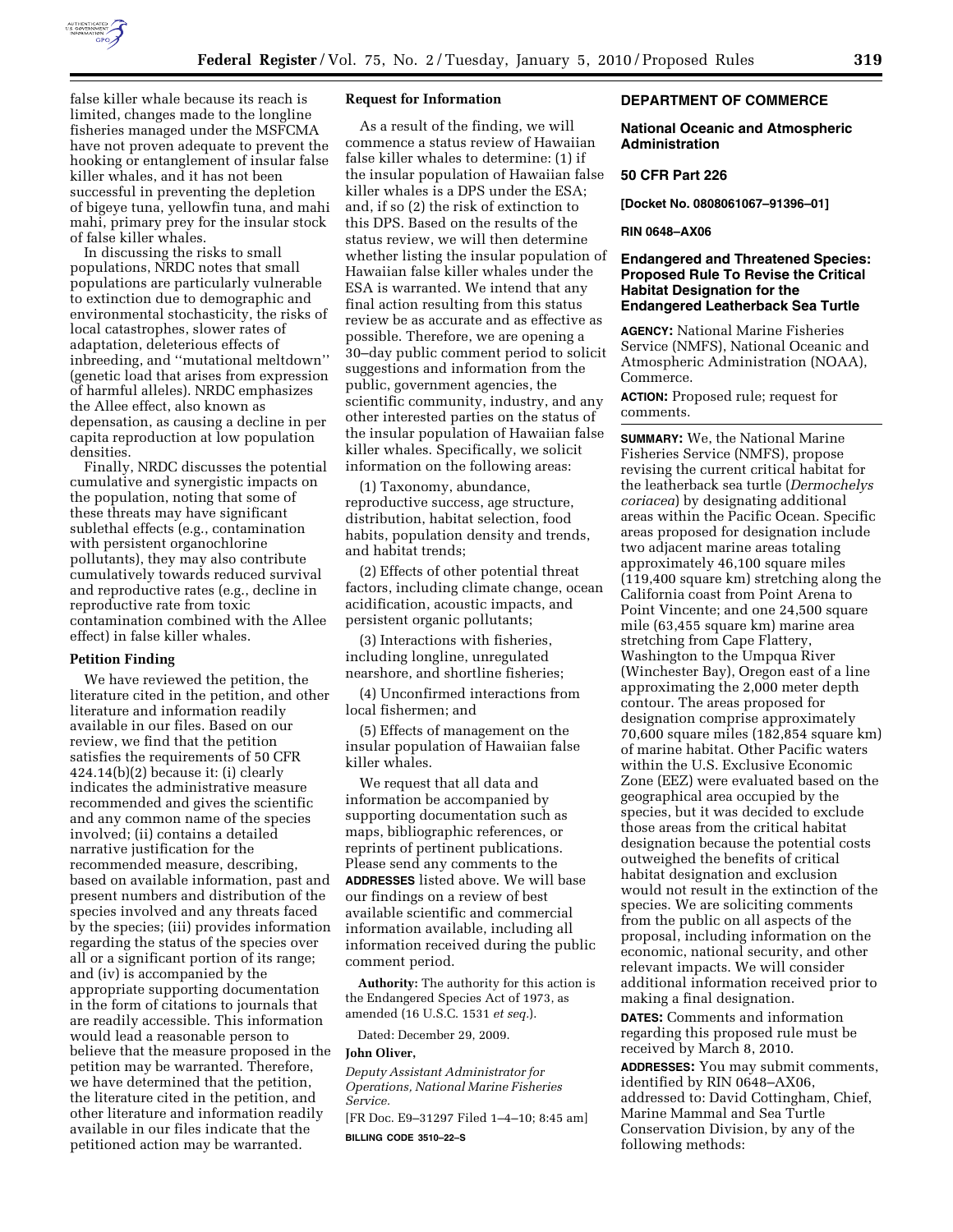false killer whale because its reach is limited, changes made to the longline fisheries managed under the MSFCMA have not proven adequate to prevent the hooking or entanglement of insular false killer whales, and it has not been successful in preventing the depletion of bigeye tuna, yellowfin tuna, and mahi mahi, primary prey for the insular stock of false killer whales.

In discussing the risks to small populations, NRDC notes that small populations are particularly vulnerable to extinction due to demographic and environmental stochasticity, the risks of local catastrophes, slower rates of adaptation, deleterious effects of inbreeding, and ''mutational meltdown'' (genetic load that arises from expression of harmful alleles). NRDC emphasizes the Allee effect, also known as depensation, as causing a decline in per capita reproduction at low population densities.

Finally, NRDC discusses the potential cumulative and synergistic impacts on the population, noting that some of these threats may have significant sublethal effects (e.g., contamination with persistent organochlorine pollutants), they may also contribute cumulatively towards reduced survival and reproductive rates (e.g., decline in reproductive rate from toxic contamination combined with the Allee effect) in false killer whales.

**Petition Finding**

We have reviewed the petition, the literature cited in the petition, and other literature and information readily available in our files. Based on our review, we find that the petition satisfies the requirements of 50 CFR 424.14(b)(2) because it: (i) clearly indicates the administrative measure recommended and gives the scientific and any common name of the species involved; (ii) contains a detailed narrative justification for the recommended measure, describing, based on available information, past and present numbers and distribution of the species involved and any threats faced by the species; (iii) provides information regarding the status of the species over all or a significant portion of its range; and (iv) is accompanied by the appropriate supporting documentation in the form of citations to journals that are readily accessible. This information would lead a reasonable person to believe that the measure proposed in the petition may be warranted. Therefore, we have determined that the petition, the literature cited in the petition, and other literature and information readily available in our files indicate that the petitioned action may be warranted.

**Request for Information**

As a result of the finding, we will commence a status review of Hawaiian false killer whales to determine: (1) if the insular population of Hawaiian false killer whales is a DPS under the ESA; and, if so (2) the risk of extinction to this DPS. Based on the results of the status review, we will then determine whether listing the insular population of Hawaiian false killer whales under the ESA is warranted. We intend that any final action resulting from this status review be as accurate and as effective as possible. Therefore, we are opening a 30–day public comment period to solicit suggestions and information from the public, government agencies, the scientific community, industry, and any other interested parties on the status of the insular population of Hawaiian false killer whales. Specifically, we solicit information on the following areas:

(1) Taxonomy, abundance, reproductive success, age structure, distribution, habitat selection, food habits, population density and trends, and habitat trends;

(2) Effects of other potential threat factors, including climate change, ocean acidification, acoustic impacts, and persistent organic pollutants;

(3) Interactions with fisheries, including longline, unregulated nearshore, and shortline fisheries;

(4) Unconfirmed interactions from local fishermen; and

(5) Effects of management on the insular population of Hawaiian false killer whales.

We request that all data and information be accompanied by supporting documentation such as maps, bibliographic references, or reprints of pertinent publications. Please send any comments to the **ADDRESSES** listed above. We will base our findings on a review of best available scientific and commercial information available, including all information received during the public comment period.

**Authority:** The authority for this action is the Endangered Species Act of 1973, as amended (16 U.S.C. 1531 *et seq.*).

Dated: December 29, 2009.

**John Oliver,**

*Deputy Assistant Administrator for Operations, National Marine Fisheries Service.*

[FR Doc. E9–31297 Filed 1–4–10; 8:45 am]

**BILLING CODE 3510–22–S**

**DEPARTMENT OF COMMERCE**

**National Oceanic and Atmospheric Administration**

**50 CFR Part 226**

**[Docket No. 0808061067–91396–01]**

**RIN 0648–AX06**

## Endangered and Threatened Species: Proposed Rule To Revise the Critical Habitat Designation for the Endangered Leatherback Sea Turtle

**AGENCY:** National Marine Fisheries Service (NMFS), National Oceanic and Atmospheric Administration (NOAA), Commerce.

**ACTION:** Proposed rule; request for comments.

**SUMMARY:** We, the National Marine Fisheries Service (NMFS), propose revising the current critical habitat for the leatherback sea turtle (*Dermochelys coriacea*) by designating additional areas within the Pacific Ocean. Specific areas proposed for designation include two adjacent marine areas totaling approximately 46,100 square miles (119,400 square km) stretching along the California coast from Point Arena to Point Vincente; and one 24,500 square mile (63,455 square km) marine area stretching from Cape Flattery, Washington to the Umpqua River (Winchester Bay), Oregon east of a line approximating the 2,000 meter depth contour. The areas proposed for designation comprise approximately 70,600 square miles (182,854 square km) of marine habitat. Other Pacific waters within the U.S. Exclusive Economic Zone (EEZ) were evaluated based on the geographical area occupied by the species, but it was decided to exclude those areas from the critical habitat designation because the potential costs outweighed the benefits of critical habitat designation and exclusion would not result in the extinction of the species. We are soliciting comments from the public on all aspects of the proposal, including information on the economic, national security, and other relevant impacts. We will consider additional information received prior to making a final designation.

**DATES:** Comments and information regarding this proposed rule must be received by March 8, 2010.

**ADDRESSES:** You may submit comments, identified by RIN 0648–AX06, addressed to: David Cottingham, Chief, Marine Mammal and Sea Turtle Conservation Division, by any of the following methods: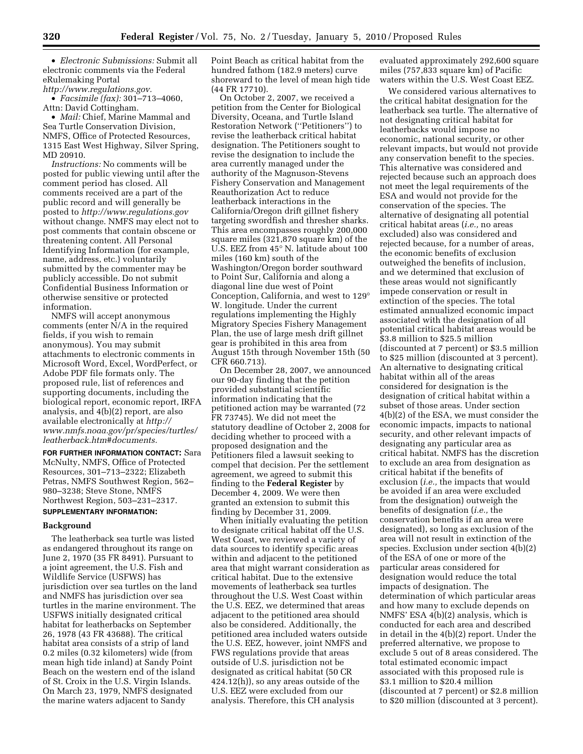- *Electronic Submissions:* Submit all electronic comments via the Federal eRulemaking Portal *http://www.regulations.gov.*
- *Facsimile (fax):* 301–713–4060, Attn: David Cottingham.
- *Mail:* Chief, Marine Mammal and Sea Turtle Conservation Division, NMFS, Office of Protected Resources, 1315 East West Highway, Silver Spring, MD 20910.

*Instructions:* No comments will be posted for public viewing until after the comment period has closed. All comments received are a part of the public record and will generally be posted to *http://www.regulations.gov* without change. NMFS may elect not to post comments that contain obscene or threatening content. All Personal Identifying Information (for example, name, address, etc.) voluntarily submitted by the commenter may be publicly accessible. Do not submit Confidential Business Information or otherwise sensitive or protected information.

NMFS will accept anonymous comments (enter N/A in the required fields, if you wish to remain anonymous). You may submit attachments to electronic comments in Microsoft Word, Excel, WordPerfect, or Adobe PDF file formats only. The proposed rule, list of references and supporting documents, including the biological report, economic report, IRFA analysis, and 4(b)(2) report, are also available electronically at *http://www.nmfs.noaa.gov/pr/species/turtles/leatherback.htm#documents.*

**FOR FURTHER INFORMATION CONTACT:** Sara McNulty, NMFS, Office of Protected Resources, 301–713–2322; Elizabeth Petras, NMFS Southwest Region, 562–980–3238; Steve Stone, NMFS Northwest Region, 503–231–2317.

**SUPPLEMENTARY INFORMATION:**

## Background

The leatherback sea turtle was listed as endangered throughout its range on June 2, 1970 (35 FR 8491). Pursuant to a joint agreement, the U.S. Fish and Wildlife Service (USFWS) has jurisdiction over sea turtles on the land and NMFS has jurisdiction over sea turtles in the marine environment. The USFWS initially designated critical habitat for leatherbacks on September 26, 1978 (43 FR 43688). The critical habitat area consists of a strip of land 0.2 miles (0.32 kilometers) wide (from mean high tide inland) at Sandy Point Beach on the western end of the island of St. Croix in the U.S. Virgin Islands. On March 23, 1979, NMFS designated the marine waters adjacent to Sandy Point Beach as critical habitat from the hundred fathom (182.9 meters) curve shoreward to the level of mean high tide (44 FR 17710).

On October 2, 2007, we received a petition from the Center for Biological Diversity, Oceana, and Turtle Island Restoration Network (''Petitioners'') to revise the leatherback critical habitat designation. The Petitioners sought to revise the designation to include the area currently managed under the authority of the Magnuson-Stevens Fishery Conservation and Management Reauthorization Act to reduce leatherback interactions in the California/Oregon drift gillnet fishery targeting swordfish and thresher sharks. This area encompasses roughly 200,000 square miles (321,870 square km) of the U.S. EEZ from 45° N. latitude about 100 miles (160 km) south of the Washington/Oregon border southward to Point Sur, California and along a diagonal line due west of Point Conception, California, and west to 129° W. longitude. Under the current regulations implementing the Highly Migratory Species Fishery Management Plan, the use of large mesh drift gillnet gear is prohibited in this area from August 15th through November 15th (50 CFR 660.713).

On December 28, 2007, we announced our 90-day finding that the petition provided substantial scientific information indicating that the petitioned action may be warranted (72 FR 73745). We did not meet the statutory deadline of October 2, 2008 for deciding whether to proceed with a proposed designation and the Petitioners filed a lawsuit seeking to compel that decision. Per the settlement agreement, we agreed to submit this finding to the **Federal Register** by December 4, 2009. We were then granted an extension to submit this finding by December 31, 2009.

When initially evaluating the petition to designate critical habitat off the U.S. West Coast, we reviewed a variety of data sources to identify specific areas within and adjacent to the petitioned area that might warrant consideration as critical habitat. Due to the extensive movements of leatherback sea turtles throughout the U.S. West Coast within the U.S. EEZ, we determined that areas adjacent to the petitioned area should also be considered. Additionally, the petitioned area included waters outside the U.S. EEZ, however, joint NMFS and FWS regulations provide that areas outside of U.S. jurisdiction not be designated as critical habitat (50 CR 424.12(h)), so any areas outside of the U.S. EEZ were excluded from our analysis. Therefore, this CH analysis evaluated approximately 292,600 square miles (757,833 square km) of Pacific waters within the U.S. West Coast EEZ.

We considered various alternatives to the critical habitat designation for the leatherback sea turtle. The alternative of not designating critical habitat for leatherbacks would impose no economic, national security, or other relevant impacts, but would not provide any conservation benefit to the species. This alternative was considered and rejected because such an approach does not meet the legal requirements of the ESA and would not provide for the conservation of the species. The alternative of designating all potential critical habitat areas (*i.e.,* no areas excluded) also was considered and rejected because, for a number of areas, the economic benefits of exclusion outweighed the benefits of inclusion, and we determined that exclusion of these areas would not significantly impede conservation or result in extinction of the species. The total estimated annualized economic impact associated with the designation of all potential critical habitat areas would be $3.8 million to $25.5 million (discounted at 7 percent) or $3.5 million to $25 million (discounted at 3 percent). An alternative to designating critical habitat within all of the areas considered for designation is the designation of critical habitat within a subset of those areas. Under section 4(b)(2) of the ESA, we must consider the economic impacts, impacts to national security, and other relevant impacts of designating any particular area as critical habitat. NMFS has the discretion to exclude an area from designation as critical habitat if the benefits of exclusion (*i.e.,* the impacts that would be avoided if an area were excluded from the designation) outweigh the benefits of designation (*i.e.,* the conservation benefits if an area were designated), so long as exclusion of the area will not result in extinction of the species. Exclusion under section 4(b)(2) of the ESA of one or more of the particular areas considered for designation would reduce the total impacts of designation. The determination of which particular areas and how many to exclude depends on NMFS' ESA 4(b)(2) analysis, which is conducted for each area and described in detail in the 4(b)(2) report. Under the preferred alternative, we propose to exclude 5 out of 8 areas considered. The total estimated economic impact associated with this proposed rule is $3.1 million to $20.4 million (discounted at 7 percent) or $2.8 million to $20 million (discounted at 3 percent).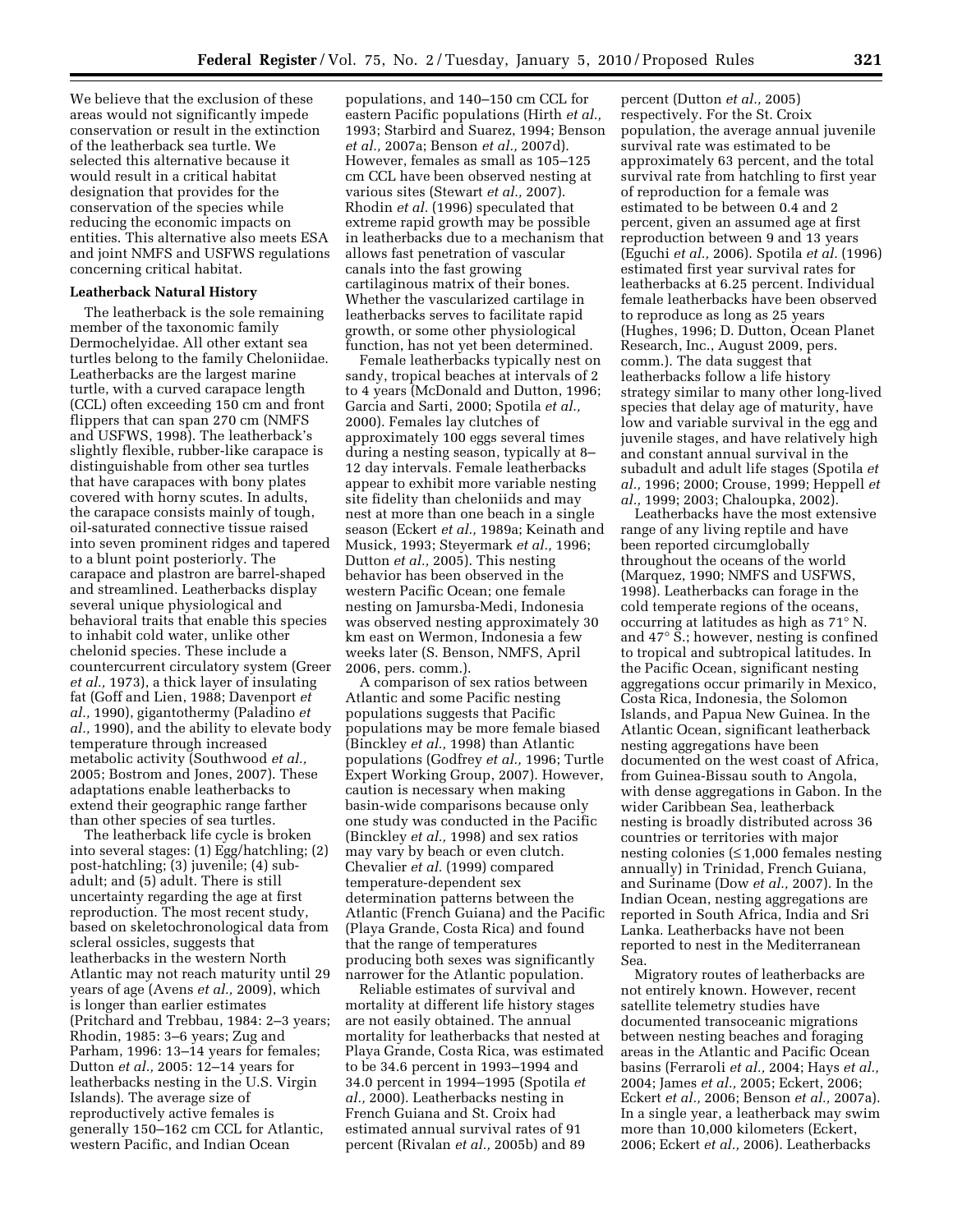We believe that the exclusion of these areas would not significantly impede conservation or result in the extinction of the leatherback sea turtle. We selected this alternative because it would result in a critical habitat designation that provides for the conservation of the species while reducing the economic impacts on entities. This alternative also meets ESA and joint NMFS and USFWS regulations concerning critical habitat.

**Leatherback Natural History**

The leatherback is the sole remaining member of the taxonomic family Dermochelyidae. All other extant sea turtles belong to the family Cheloniidae. Leatherbacks are the largest marine turtle, with a curved carapace length (CCL) often exceeding 150 cm and front flippers that can span 270 cm (NMFS and USFWS, 1998). The leatherback's slightly flexible, rubber-like carapace is distinguishable from other sea turtles that have carapaces with bony plates covered with horny scutes. In adults, the carapace consists mainly of tough, oil-saturated connective tissue raised into seven prominent ridges and tapered to a blunt point posteriorly. The carapace and plastron are barrel-shaped and streamlined. Leatherbacks display several unique physiological and behavioral traits that enable this species to inhabit cold water, unlike other chelonid species. These include a countercurrent circulatory system (Greer *et al.,* 1973), a thick layer of insulating fat (Goff and Lien, 1988; Davenport *et al.,* 1990), gigantothermy (Paladino *et al.,* 1990), and the ability to elevate body temperature through increased metabolic activity (Southwood *et al.,* 2005; Bostrom and Jones, 2007). These adaptations enable leatherbacks to extend their geographic range farther than other species of sea turtles.

The leatherback life cycle is broken into several stages: (1) Egg/hatchling; (2) post-hatchling; (3) juvenile; (4) sub-adult; and (5) adult. There is still uncertainty regarding the age at first reproduction. The most recent study, based on skeletochronological data from scleral ossicles, suggests that leatherbacks in the western North Atlantic may not reach maturity until 29 years of age (Avens *et al.,* 2009), which is longer than earlier estimates (Pritchard and Trebbau, 1984: 2–3 years; Rhodin, 1985: 3–6 years; Zug and Parham, 1996: 13–14 years for females; Dutton *et al.,* 2005: 12–14 years for leatherbacks nesting in the U.S. Virgin Islands). The average size of reproductively active females is generally 150–162 cm CCL for Atlantic, western Pacific, and Indian Ocean populations, and 140–150 cm CCL for eastern Pacific populations (Hirth *et al.,* 1993; Starbird and Suarez, 1994; Benson *et al.,* 2007a; Benson *et al.,* 2007d). However, females as small as 105–125 cm CCL have been observed nesting at various sites (Stewart *et al.,* 2007). Rhodin *et al.* (1996) speculated that extreme rapid growth may be possible in leatherbacks due to a mechanism that allows fast penetration of vascular canals into the fast growing cartilaginous matrix of their bones. Whether the vascularized cartilage in leatherbacks serves to facilitate rapid growth, or some other physiological function, has not yet been determined.

Female leatherbacks typically nest on sandy, tropical beaches at intervals of 2 to 4 years (McDonald and Dutton, 1996; Garcia and Sarti, 2000; Spotila *et al.,* 2000). Females lay clutches of approximately 100 eggs several times during a nesting season, typically at 8–12 day intervals. Female leatherbacks appear to exhibit more variable nesting site fidelity than cheloniids and may nest at more than one beach in a single season (Eckert *et al.,* 1989a; Keinath and Musick, 1993; Steyermark *et al.,* 1996; Dutton *et al.,* 2005). This nesting behavior has been observed in the western Pacific Ocean; one female nesting on Jamursba-Medi, Indonesia was observed nesting approximately 30 km east on Wermon, Indonesia a few weeks later (S. Benson, NMFS, April 2006, pers. comm.).

A comparison of sex ratios between Atlantic and some Pacific nesting populations suggests that Pacific populations may be more female biased (Binckley *et al.,* 1998) than Atlantic populations (Godfrey *et al.,* 1996; Turtle Expert Working Group, 2007). However, caution is necessary when making basin-wide comparisons because only one study was conducted in the Pacific (Binckley *et al.,* 1998) and sex ratios may vary by beach or even clutch. Chevalier *et al.* (1999) compared temperature-dependent sex determination patterns between the Atlantic (French Guiana) and the Pacific (Playa Grande, Costa Rica) and found that the range of temperatures producing both sexes was significantly narrower for the Atlantic population.

Reliable estimates of survival and mortality at different life history stages are not easily obtained. The annual mortality for leatherbacks that nested at Playa Grande, Costa Rica, was estimated to be 34.6 percent in 1993–1994 and 34.0 percent in 1994–1995 (Spotila *et al.,* 2000). Leatherbacks nesting in French Guiana and St. Croix had estimated annual survival rates of 91 percent (Rivalan *et al.,* 2005b) and 89 percent (Dutton *et al.,* 2005) respectively. For the St. Croix population, the average annual juvenile survival rate was estimated to be approximately 63 percent, and the total survival rate from hatchling to first year of reproduction for a female was estimated to be between 0.4 and 2 percent, given an assumed age at first reproduction between 9 and 13 years (Eguchi *et al.,* 2006). Spotila *et al.* (1996) estimated first year survival rates for leatherbacks at 6.25 percent. Individual female leatherbacks have been observed to reproduce as long as 25 years (Hughes, 1996; D. Dutton, Ocean Planet Research, Inc., August 2009, pers. comm.). The data suggest that leatherbacks follow a life history strategy similar to many other long-lived species that delay age of maturity, have low and variable survival in the egg and juvenile stages, and have relatively high and constant annual survival in the subadult and adult life stages (Spotila *et al.,* 1996; 2000; Crouse, 1999; Heppell *et al.,* 1999; 2003; Chaloupka, 2002).

Leatherbacks have the most extensive range of any living reptile and have been reported circumglobally throughout the oceans of the world (Marquez, 1990; NMFS and USFWS, 1998). Leatherbacks can forage in the cold temperate regions of the oceans, occurring at latitudes as high as 71° N. and 47° S.; however, nesting is confined to tropical and subtropical latitudes. In the Pacific Ocean, significant nesting aggregations occur primarily in Mexico, Costa Rica, Indonesia, the Solomon Islands, and Papua New Guinea. In the Atlantic Ocean, significant leatherback nesting aggregations have been documented on the west coast of Africa, from Guinea-Bissau south to Angola, with dense aggregations in Gabon. In the wider Caribbean Sea, leatherback nesting is broadly distributed across 36 countries or territories with major nesting colonies (≤ 1,000 females nesting annually) in Trinidad, French Guiana, and Suriname (Dow *et al.,* 2007). In the Indian Ocean, nesting aggregations are reported in South Africa, India and Sri Lanka. Leatherbacks have not been reported to nest in the Mediterranean Sea.

Migratory routes of leatherbacks are not entirely known. However, recent satellite telemetry studies have documented transoceanic migrations between nesting beaches and foraging areas in the Atlantic and Pacific Ocean basins (Ferraroli *et al.,* 2004; Hays *et al.,* 2004; James *et al.,* 2005; Eckert, 2006; Eckert *et al.,* 2006; Benson *et al.,* 2007a). In a single year, a leatherback may swim more than 10,000 kilometers (Eckert, 2006; Eckert *et al.,* 2006). Leatherbacks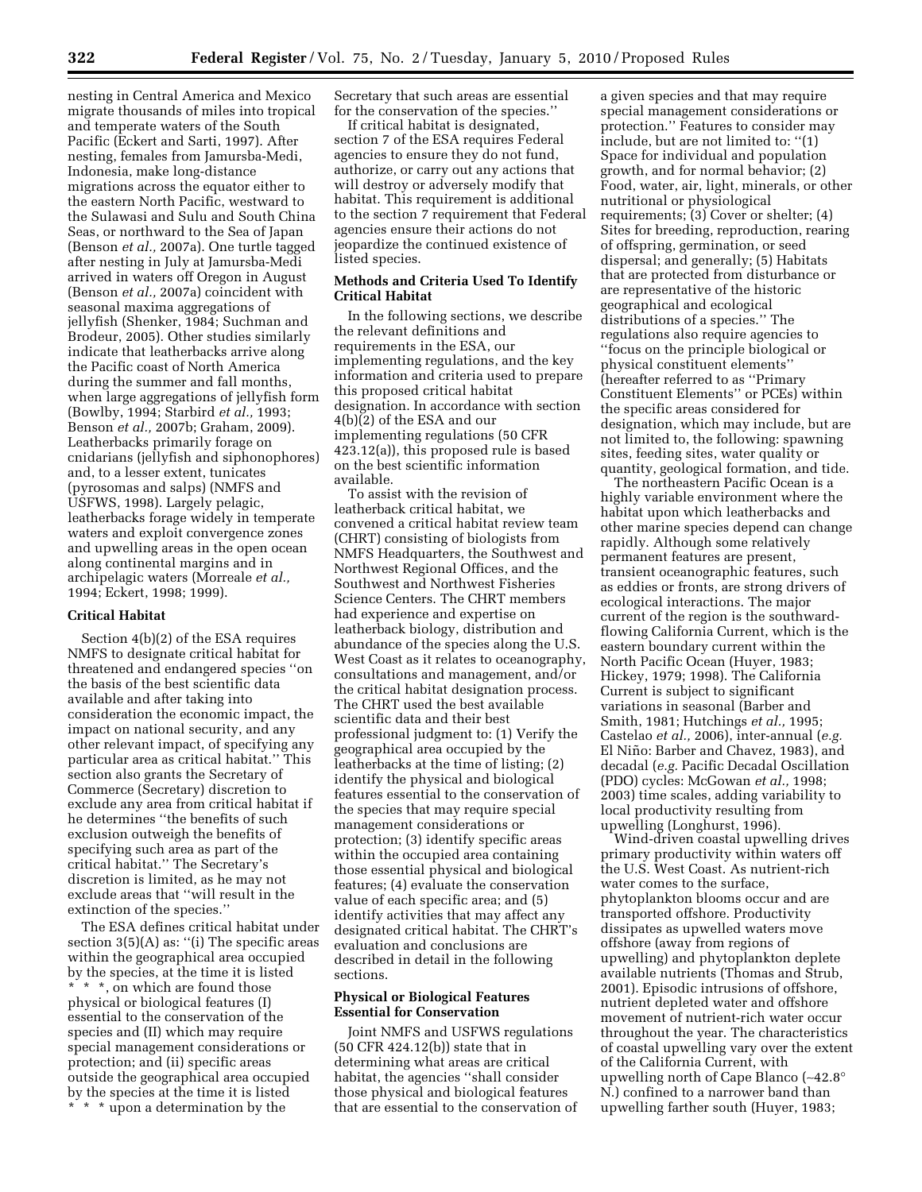nesting in Central America and Mexico migrate thousands of miles into tropical and temperate waters of the South Pacific (Eckert and Sarti, 1997). After nesting, females from Jamursba-Medi, Indonesia, make long-distance migrations across the equator either to the eastern North Pacific, westward to the Sulawasi and Sulu and South China Seas, or northward to the Sea of Japan (Benson *et al.,* 2007a). One turtle tagged after nesting in July at Jamursba-Medi arrived in waters off Oregon in August (Benson *et al.,* 2007a) coincident with seasonal maxima aggregations of jellyfish (Shenker, 1984; Suchman and Brodeur, 2005). Other studies similarly indicate that leatherbacks arrive along the Pacific coast of North America during the summer and fall months, when large aggregations of jellyfish form (Bowlby, 1994; Starbird *et al.,* 1993; Benson *et al.,* 2007b; Graham, 2009). Leatherbacks primarily forage on cnidarians (jellyfish and siphonophores) and, to a lesser extent, tunicates (pyrosomas and salps) (NMFS and USFWS, 1998). Largely pelagic, leatherbacks forage widely in temperate waters and exploit convergence zones and upwelling areas in the open ocean along continental margins and in archipelagic waters (Morreale *et al.,* 1994; Eckert, 1998; 1999).

## Critical Habitat

Section 4(b)(2) of the ESA requires NMFS to designate critical habitat for threatened and endangered species ''on the basis of the best scientific data available and after taking into consideration the economic impact, the impact on national security, and any other relevant impact, of specifying any particular area as critical habitat.'' This section also grants the Secretary of Commerce (Secretary) discretion to exclude any area from critical habitat if he determines ''the benefits of such exclusion outweigh the benefits of specifying such area as part of the critical habitat.'' The Secretary's discretion is limited, as he may not exclude areas that ''will result in the extinction of the species.''

The ESA defines critical habitat under section 3(5)(A) as: ''(i) The specific areas within the geographical area occupied by the species, at the time it is listed * * *, on which are found those physical or biological features (I) essential to the conservation of the species and (II) which may require special management considerations or protection; and (ii) specific areas outside the geographical area occupied by the species at the time it is listed * * * upon a determination by the Secretary that such areas are essential for the conservation of the species.''

If critical habitat is designated, section 7 of the ESA requires Federal agencies to ensure they do not fund, authorize, or carry out any actions that will destroy or adversely modify that habitat. This requirement is additional to the section 7 requirement that Federal agencies ensure their actions do not jeopardize the continued existence of listed species.

## Methods and Criteria Used To Identify Critical Habitat

In the following sections, we describe the relevant definitions and requirements in the ESA, our implementing regulations, and the key information and criteria used to prepare this proposed critical habitat designation. In accordance with section 4(b)(2) of the ESA and our implementing regulations (50 CFR 423.12(a)), this proposed rule is based on the best scientific information available.

To assist with the revision of leatherback critical habitat, we convened a critical habitat review team (CHRT) consisting of biologists from NMFS Headquarters, the Southwest and Northwest Regional Offices, and the Southwest and Northwest Fisheries Science Centers. The CHRT members had experience and expertise on leatherback biology, distribution and abundance of the species along the U.S. West Coast as it relates to oceanography, consultations and management, and/or the critical habitat designation process. The CHRT used the best available scientific data and their best professional judgment to: (1) Verify the geographical area occupied by the leatherbacks at the time of listing; (2) identify the physical and biological features essential to the conservation of the species that may require special management considerations or protection; (3) identify specific areas within the occupied area containing those essential physical and biological features; (4) evaluate the conservation value of each specific area; and (5) identify activities that may affect any designated critical habitat. The CHRT's evaluation and conclusions are described in detail in the following sections.

## Physical or Biological Features Essential for Conservation

Joint NMFS and USFWS regulations (50 CFR 424.12(b)) state that in determining what areas are critical habitat, the agencies ''shall consider those physical and biological features that are essential to the conservation of a given species and that may require special management considerations or protection.'' Features to consider may include, but are not limited to: ''(1) Space for individual and population growth, and for normal behavior; (2) Food, water, air, light, minerals, or other nutritional or physiological requirements; (3) Cover or shelter; (4) Sites for breeding, reproduction, rearing of offspring, germination, or seed dispersal; and generally; (5) Habitats that are protected from disturbance or are representative of the historic geographical and ecological distributions of a species.'' The regulations also require agencies to ''focus on the principle biological or physical constituent elements'' (hereafter referred to as ''Primary Constituent Elements'' or PCEs) within the specific areas considered for designation, which may include, but are not limited to, the following: spawning sites, feeding sites, water quality or quantity, geological formation, and tide.

The northeastern Pacific Ocean is a highly variable environment where the habitat upon which leatherbacks and other marine species depend can change rapidly. Although some relatively permanent features are present, transient oceanographic features, such as eddies or fronts, are strong drivers of ecological interactions. The major current of the region is the southward-flowing California Current, which is the eastern boundary current within the North Pacific Ocean (Huyer, 1983; Hickey, 1979; 1998). The California Current is subject to significant variations in seasonal (Barber and Smith, 1981; Hutchings *et al.,* 1995; Castelao *et al.,* 2006), inter-annual (*e.g.* El Niño: Barber and Chavez, 1983), and decadal (*e.g.* Pacific Decadal Oscillation (PDO) cycles: McGowan *et al.,* 1998; 2003) time scales, adding variability to local productivity resulting from upwelling (Longhurst, 1996).

Wind-driven coastal upwelling drives primary productivity within waters off the U.S. West Coast. As nutrient-rich water comes to the surface, phytoplankton blooms occur and are transported offshore. Productivity dissipates as upwelled waters move offshore (away from regions of upwelling) and phytoplankton deplete available nutrients (Thomas and Strub, 2001). Episodic intrusions of offshore, nutrient depleted water and offshore movement of nutrient-rich water occur throughout the year. The characteristics of coastal upwelling vary over the extent of the California Current, with upwelling north of Cape Blanco (~42.8° N.) confined to a narrower band than upwelling farther south (Huyer, 1983;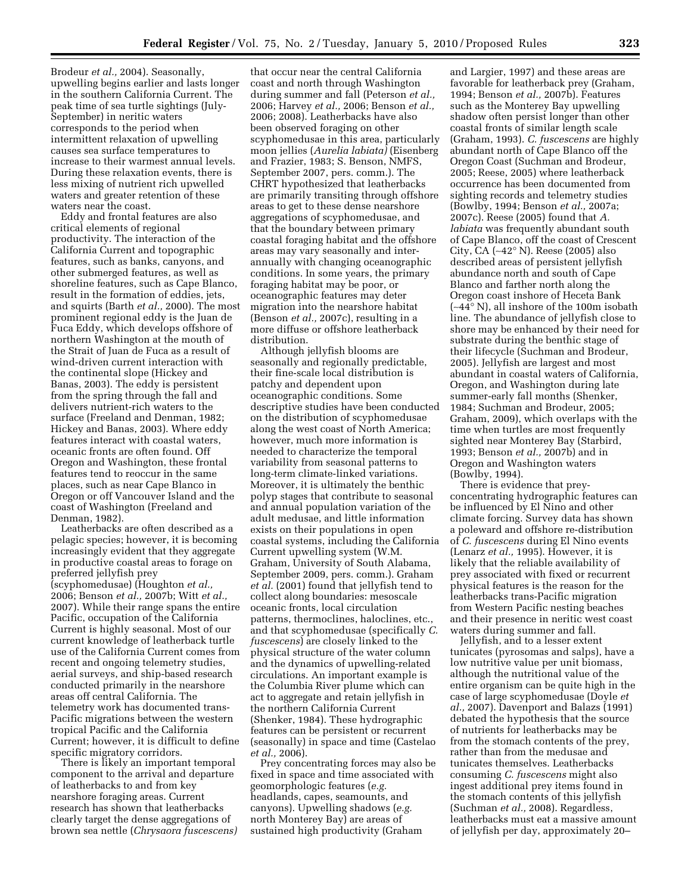Brodeur *et al.,* 2004). Seasonally, upwelling begins earlier and lasts longer in the southern California Current. The peak time of sea turtle sightings (July-September) in neritic waters corresponds to the period when intermittent relaxation of upwelling causes sea surface temperatures to increase to their warmest annual levels. During these relaxation events, there is less mixing of nutrient rich upwelled waters and greater retention of these waters near the coast.

Eddy and frontal features are also critical elements of regional productivity. The interaction of the California Current and topographic features, such as banks, canyons, and other submerged features, as well as shoreline features, such as Cape Blanco, result in the formation of eddies, jets, and squirts (Barth *et al.,* 2000). The most prominent regional eddy is the Juan de Fuca Eddy, which develops offshore of northern Washington at the mouth of the Strait of Juan de Fuca as a result of wind-driven current interaction with the continental slope (Hickey and Banas, 2003). The eddy is persistent from the spring through the fall and delivers nutrient-rich waters to the surface (Freeland and Denman, 1982; Hickey and Banas, 2003). Where eddy features interact with coastal waters, oceanic fronts are often found. Off Oregon and Washington, these frontal features tend to reoccur in the same places, such as near Cape Blanco in Oregon or off Vancouver Island and the coast of Washington (Freeland and Denman, 1982).

Leatherbacks are often described as a pelagic species; however, it is becoming increasingly evident that they aggregate in productive coastal areas to forage on preferred jellyfish prey (scyphomedusae) (Houghton *et al.,* 2006; Benson *et al.,* 2007b; Witt *et al.,* 2007). While their range spans the entire Pacific, occupation of the California Current is highly seasonal. Most of our current knowledge of leatherback turtle use of the California Current comes from recent and ongoing telemetry studies, aerial surveys, and ship-based research conducted primarily in the nearshore areas off central California. The telemetry work has documented trans-Pacific migrations between the western tropical Pacific and the California Current; however, it is difficult to define specific migratory corridors.

There is likely an important temporal component to the arrival and departure of leatherbacks to and from key nearshore foraging areas. Current research has shown that leatherbacks clearly target the dense aggregations of brown sea nettle (*Chrysaora fuscescens*) that occur near the central California coast and north through Washington during summer and fall (Peterson *et al.,* 2006; Harvey *et al.,* 2006; Benson *et al.,* 2006; 2008). Leatherbacks have also been observed foraging on other scyphomedusae in this area, particularly moon jellies (*Aurelia labiata*) (Eisenberg and Frazier, 1983; S. Benson, NMFS, September 2007, pers. comm.). The CHRT hypothesized that leatherbacks are primarily transiting through offshore areas to get to these dense nearshore aggregations of scyphomedusae, and that the boundary between primary coastal foraging habitat and the offshore areas may vary seasonally and inter-annually with changing oceanographic conditions. In some years, the primary foraging habitat may be poor, or oceanographic features may deter migration into the nearshore habitat (Benson *et al.,* 2007c), resulting in a more diffuse or offshore leatherback distribution.

Although jellyfish blooms are seasonally and regionally predictable, their fine-scale local distribution is patchy and dependent upon oceanographic conditions. Some descriptive studies have been conducted on the distribution of scyphomedusae along the west coast of North America; however, much more information is needed to characterize the temporal variability from seasonal patterns to long-term climate-linked variations. Moreover, it is ultimately the benthic polyp stages that contribute to seasonal and annual population variation of the adult medusae, and little information exists on their populations in open coastal systems, including the California Current upwelling system (W.M. Graham, University of South Alabama, September 2009, pers. comm.). Graham *et al.* (2001) found that jellyfish tend to collect along boundaries: mesoscale oceanic fronts, local circulation patterns, thermoclines, haloclines, etc., and that scyphomedusae (specifically *C. fuscescens*) are closely linked to the physical structure of the water column and the dynamics of upwelling-related circulations. An important example is the Columbia River plume which can act to aggregate and retain jellyfish in the northern California Current (Shenker, 1984). These hydrographic features can be persistent or recurrent (seasonally) in space and time (Castelao *et al.,* 2006).

Prey concentrating forces may also be fixed in space and time associated with geomorphologic features (*e.g.* headlands, capes, seamounts, and canyons). Upwelling shadows (*e.g.* north Monterey Bay) are areas of sustained high productivity (Graham and Largier, 1997) and these areas are favorable for leatherback prey (Graham, 1994; Benson *et al.,* 2007b). Features such as the Monterey Bay upwelling shadow often persist longer than other coastal fronts of similar length scale (Graham, 1993). *C. fuscescens* are highly abundant north of Cape Blanco off the Oregon Coast (Suchman and Brodeur, 2005; Reese, 2005) where leatherback occurrence has been documented from sighting records and telemetry studies (Bowlby, 1994; Benson *et al.,* 2007a; 2007c). Reese (2005) found that *A. labiata* was frequently abundant south of Cape Blanco, off the coast of Crescent City, CA (~42° N). Reese (2005) also described areas of persistent jellyfish abundance north and south of Cape Blanco and farther north along the Oregon coast inshore of Heceta Bank (~44° N), all inshore of the 100m isobath line. The abundance of jellyfish close to shore may be enhanced by their need for substrate during the benthic stage of their lifecycle (Suchman and Brodeur, 2005). Jellyfish are largest and most abundant in coastal waters of California, Oregon, and Washington during late summer-early fall months (Shenker, 1984; Suchman and Brodeur, 2005; Graham, 2009), which overlaps with the time when turtles are most frequently sighted near Monterey Bay (Starbird, 1993; Benson *et al.,* 2007b) and in Oregon and Washington waters (Bowlby, 1994).

There is evidence that prey-concentrating hydrographic features can be influenced by El Nino and other climate forcing. Survey data has shown a poleward and offshore re-distribution of *C. fuscescens* during El Nino events (Lenarz *et al.,* 1995). However, it is likely that the reliable availability of prey associated with fixed or recurrent physical features is the reason for the leatherbacks trans-Pacific migration from Western Pacific nesting beaches and their presence in neritic west coast waters during summer and fall.

Jellyfish, and to a lesser extent tunicates (pyrosomas and salps), have a low nutritive value per unit biomass, although the nutritional value of the entire organism can be quite high in the case of large scyphomedusae (Doyle *et al.,* 2007). Davenport and Balazs (1991) debated the hypothesis that the source of nutrients for leatherbacks may be from the stomach contents of the prey, rather than from the medusae and tunicates themselves. Leatherbacks consuming *C. fuscescens* might also ingest additional prey items found in the stomach contents of this jellyfish (Suchman *et al.,* 2008). Regardless, leatherbacks must eat a massive amount of jellyfish per day, approximately 20–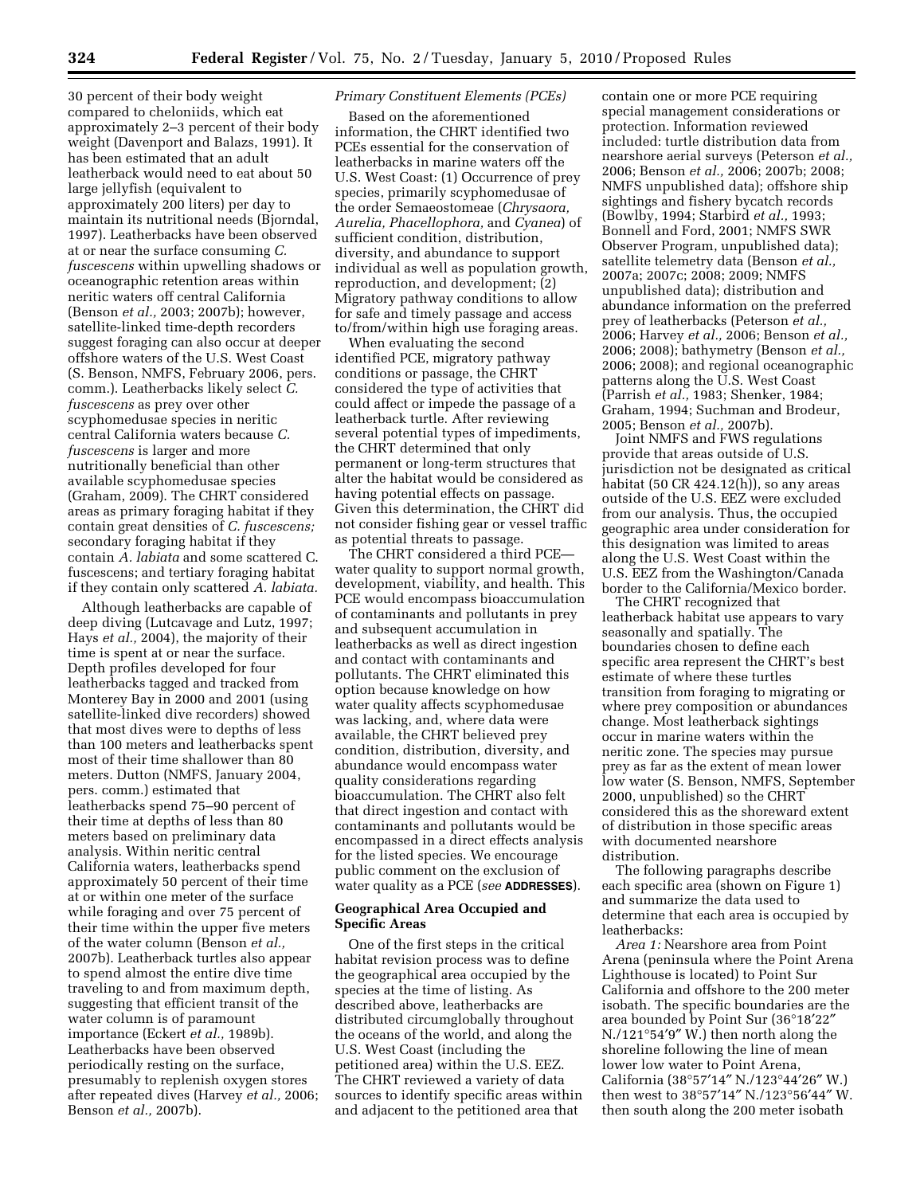30 percent of their body weight compared to cheloniids, which eat approximately 2–3 percent of their body weight (Davenport and Balazs, 1991). It has been estimated that an adult leatherback would need to eat about 50 large jellyfish (equivalent to approximately 200 liters) per day to maintain its nutritional needs (Bjorndal, 1997). Leatherbacks have been observed at or near the surface consuming *C. fuscescens* within upwelling shadows or oceanographic retention areas within neritic waters off central California (Benson *et al.,* 2003; 2007b); however, satellite-linked time-depth recorders suggest foraging can also occur at deeper offshore waters of the U.S. West Coast (S. Benson, NMFS, February 2006, pers. comm.). Leatherbacks likely select *C. fuscescens* as prey over other scyphomedusae species in neritic central California waters because *C. fuscescens* is larger and more nutritionally beneficial than other available scyphomedusae species (Graham, 2009). The CHRT considered areas as primary foraging habitat if they contain great densities of *C. fuscescens;* secondary foraging habitat if they contain *A. labiata* and some scattered C. fuscescens; and tertiary foraging habitat if they contain only scattered *A. labiata.*

Although leatherbacks are capable of deep diving (Lutcavage and Lutz, 1997; Hays *et al.,* 2004), the majority of their time is spent at or near the surface. Depth profiles developed for four leatherbacks tagged and tracked from Monterey Bay in 2000 and 2001 (using satellite-linked dive recorders) showed that most dives were to depths of less than 100 meters and leatherbacks spent most of their time shallower than 80 meters. Dutton (NMFS, January 2004, pers. comm.) estimated that leatherbacks spend 75–90 percent of their time at depths of less than 80 meters based on preliminary data analysis. Within neritic central California waters, leatherbacks spend approximately 50 percent of their time at or within one meter of the surface while foraging and over 75 percent of their time within the upper five meters of the water column (Benson *et al.,* 2007b). Leatherback turtles also appear to spend almost the entire dive time traveling to and from maximum depth, suggesting that efficient transit of the water column is of paramount importance (Eckert *et al.,* 1989b). Leatherbacks have been observed periodically resting on the surface, presumably to replenish oxygen stores after repeated dives (Harvey *et al.,* 2006; Benson *et al.,* 2007b).

*Primary Constituent Elements (PCEs)*

Based on the aforementioned information, the CHRT identified two PCEs essential for the conservation of leatherbacks in marine waters off the U.S. West Coast: (1) Occurrence of prey species, primarily scyphomedusae of the order Semaeostomeae (*Chrysaora, Aurelia, Phacellophora,* and *Cyanea*) of sufficient condition, distribution, diversity, and abundance to support individual as well as population growth, reproduction, and development; (2) Migratory pathway conditions to allow for safe and timely passage and access to/from/within high use foraging areas.

When evaluating the second identified PCE, migratory pathway conditions or passage, the CHRT considered the type of activities that could affect or impede the passage of a leatherback turtle. After reviewing several potential types of impediments, the CHRT determined that only permanent or long-term structures that alter the habitat would be considered as having potential effects on passage. Given this determination, the CHRT did not consider fishing gear or vessel traffic as potential threats to passage.

The CHRT considered a third PCE—water quality to support normal growth, development, viability, and health. This PCE would encompass bioaccumulation of contaminants and pollutants in prey and subsequent accumulation in leatherbacks as well as direct ingestion and contact with contaminants and pollutants. The CHRT eliminated this option because knowledge on how water quality affects scyphomedusae was lacking, and, where data were available, the CHRT believed prey condition, distribution, diversity, and abundance would encompass water quality considerations regarding bioaccumulation. The CHRT also felt that direct ingestion and contact with contaminants and pollutants would be encompassed in a direct effects analysis for the listed species. We encourage public comment on the exclusion of water quality as a PCE (*see* **ADDRESSES**).

## Geographical Area Occupied and Specific Areas

One of the first steps in the critical habitat revision process was to define the geographical area occupied by the species at the time of listing. As described above, leatherbacks are distributed circumglobally throughout the oceans of the world, and along the U.S. West Coast (including the petitioned area) within the U.S. EEZ. The CHRT reviewed a variety of data sources to identify specific areas within and adjacent to the petitioned area that contain one or more PCE requiring special management considerations or protection. Information reviewed included: turtle distribution data from nearshore aerial surveys (Peterson *et al.,* 2006; Benson *et al.,* 2006; 2007b; 2008; NMFS unpublished data); offshore ship sightings and fishery bycatch records (Bowlby, 1994; Starbird *et al.,* 1993; Bonnell and Ford, 2001; NMFS SWR Observer Program, unpublished data); satellite telemetry data (Benson *et al.,* 2007a; 2007c; 2008; 2009; NMFS unpublished data); distribution and abundance information on the preferred prey of leatherbacks (Peterson *et al.,* 2006; Harvey *et al.,* 2006; Benson *et al.,* 2006; 2008); bathymetry (Benson *et al.,* 2006; 2008); and regional oceanographic patterns along the U.S. West Coast (Parrish *et al.,* 1983; Shenker, 1984; Graham, 1994; Suchman and Brodeur, 2005; Benson *et al.,* 2007b).

Joint NMFS and FWS regulations provide that areas outside of U.S. jurisdiction not be designated as critical habitat (50 CR 424.12(h)), so any areas outside of the U.S. EEZ were excluded from our analysis. Thus, the occupied geographic area under consideration for this designation was limited to areas along the U.S. West Coast within the U.S. EEZ from the Washington/Canada border to the California/Mexico border.

The CHRT recognized that leatherback habitat use appears to vary seasonally and spatially. The boundaries chosen to define each specific area represent the CHRT's best estimate of where these turtles transition from foraging to migrating or where prey composition or abundances change. Most leatherback sightings occur in marine waters within the neritic zone. The species may pursue prey as far as the extent of mean lower low water (S. Benson, NMFS, September 2000, unpublished) so the CHRT considered this as the shoreward extent of distribution in those specific areas with documented nearshore distribution.

The following paragraphs describe each specific area (shown on Figure 1) and summarize the data used to determine that each area is occupied by leatherbacks:

*Area 1:* Nearshore area from Point Arena (peninsula where the Point Arena Lighthouse is located) to Point Sur California and offshore to the 200 meter isobath. The specific boundaries are the area bounded by Point Sur (36°18′22″ N./121°54′9″ W.) then north along the shoreline following the line of mean lower low water to Point Arena, California (38°57′14″ N./123°44′26″ W.) then west to 38°57′14″ N./123°56′44″ W. then south along the 200 meter isobath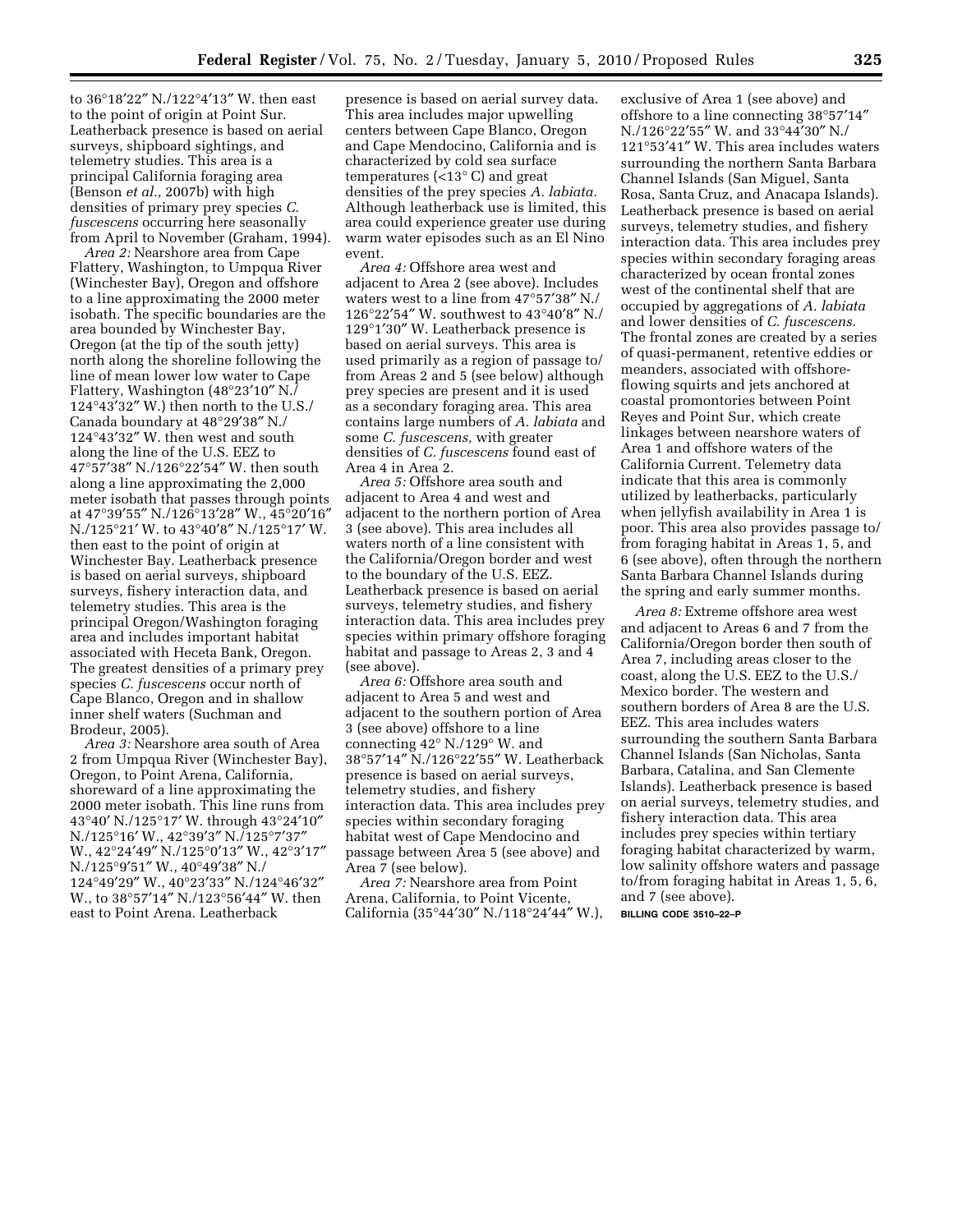to 36°18′22″ N./122°4′13″ W. then east to the point of origin at Point Sur. Leatherback presence is based on aerial surveys, shipboard sightings, and telemetry studies. This area is a principal California foraging area (Benson *et al.,* 2007b) with high densities of primary prey species *C. fuscescens* occurring here seasonally from April to November (Graham, 1994).

*Area 2:* Nearshore area from Cape Flattery, Washington, to Umpqua River (Winchester Bay), Oregon and offshore to a line approximating the 2000 meter isobath. The specific boundaries are the area bounded by Winchester Bay, Oregon (at the tip of the south jetty) north along the shoreline following the line of mean lower low water to Cape Flattery, Washington (48°23′10″ N./ 124°43′32″ W.) then north to the U.S./ Canada boundary at 48°29′38″ N./ 124°43′32″ W. then west and south along the line of the U.S. EEZ to 47°57′38″ N./126°22′54″ W. then south along a line approximating the 2,000 meter isobath that passes through points at 47°39′55″ N./126°13′28″ W., 45°20′16″ N./125°21′ W. to 43°40′8″ N./125°17′ W. then east to the point of origin at Winchester Bay. Leatherback presence is based on aerial surveys, shipboard surveys, fishery interaction data, and telemetry studies. This area is the principal Oregon/Washington foraging area and includes important habitat associated with Heceta Bank, Oregon. The greatest densities of a primary prey species *C. fuscescens* occur north of Cape Blanco, Oregon and in shallow inner shelf waters (Suchman and Brodeur, 2005).

*Area 3:* Nearshore area south of Area 2 from Umpqua River (Winchester Bay), Oregon, to Point Arena, California, shoreward of a line approximating the 2000 meter isobath. This line runs from 43°40′ N./125°17′ W. through 43°24′10″ N./125°16′ W., 42°39′3″ N./125°7′37″ W., 42°24′49″ N./125°0′13″ W., 42°3′17″ N./125°9′51″ W., 40°49′38″ N./ 124°49′29″ W., 40°23′33″ N./124°46′32″ W., to 38°57′14″ N./123°56′44″ W. then east to Point Arena. Leatherback presence is based on aerial survey data. This area includes major upwelling centers between Cape Blanco, Oregon and Cape Mendocino, California and is characterized by cold sea surface temperatures (<13° C) and great densities of the prey species *A. labiata.* Although leatherback use is limited, this area could experience greater use during warm water episodes such as an El Nino event.

*Area 4:* Offshore area west and adjacent to Area 2 (see above). Includes waters west to a line from 47°57′38″ N./ 126°22′54″ W. southwest to 43°40′8″ N./ 129°1′30″ W. Leatherback presence is based on aerial surveys. This area is used primarily as a region of passage to/ from Areas 2 and 5 (see below) although prey species are present and it is used as a secondary foraging area. This area contains large numbers of *A. labiata* and some *C. fuscescens,* with greater densities of *C. fuscescens* found east of Area 4 in Area 2.

*Area 5:* Offshore area south and adjacent to Area 4 and west and adjacent to the northern portion of Area 3 (see above). This area includes all waters north of a line consistent with the California/Oregon border and west to the boundary of the U.S. EEZ. Leatherback presence is based on aerial surveys, telemetry studies, and fishery interaction data. This area includes prey species within primary offshore foraging habitat and passage to Areas 2, 3 and 4 (see above).

*Area 6:* Offshore area south and adjacent to Area 5 and west and adjacent to the southern portion of Area 3 (see above) offshore to a line connecting 42° N./129° W. and 38°57′14″ N./126°22′55″ W. Leatherback presence is based on aerial surveys, telemetry studies, and fishery interaction data. This area includes prey species within secondary foraging habitat west of Cape Mendocino and passage between Area 5 (see above) and Area 7 (see below).

*Area 7:* Nearshore area from Point Arena, California, to Point Vicente, California (35°44′30″ N./118°24′44″ W.), exclusive of Area 1 (see above) and offshore to a line connecting 38°57′14″ N./126°22′55″ W. and 33°44′30″ N./ 121°53′41″ W. This area includes waters surrounding the northern Santa Barbara Channel Islands (San Miguel, Santa Rosa, Santa Cruz, and Anacapa Islands). Leatherback presence is based on aerial surveys, telemetry studies, and fishery interaction data. This area includes prey species within secondary foraging areas characterized by ocean frontal zones west of the continental shelf that are occupied by aggregations of *A. labiata* and lower densities of *C. fuscescens.* The frontal zones are created by a series of quasi-permanent, retentive eddies or meanders, associated with offshore-flowing squirts and jets anchored at coastal promontories between Point Reyes and Point Sur, which create linkages between nearshore waters of Area 1 and offshore waters of the California Current. Telemetry data indicate that this area is commonly utilized by leatherbacks, particularly when jellyfish availability in Area 1 is poor. This area also provides passage to/ from foraging habitat in Areas 1, 5, and 6 (see above), often through the northern Santa Barbara Channel Islands during the spring and early summer months.

*Area 8:* Extreme offshore area west and adjacent to Areas 6 and 7 from the California/Oregon border then south of Area 7, including areas closer to the coast, along the U.S. EEZ to the U.S./ Mexico border. The western and southern borders of Area 8 are the U.S. EEZ. This area includes waters surrounding the southern Santa Barbara Channel Islands (San Nicholas, Santa Barbara, Catalina, and San Clemente Islands). Leatherback presence is based on aerial surveys, telemetry studies, and fishery interaction data. This area includes prey species within tertiary foraging habitat characterized by warm, low salinity offshore waters and passage to/from foraging habitat in Areas 1, 5, 6, and 7 (see above).

**BILLING CODE 3510–22–P**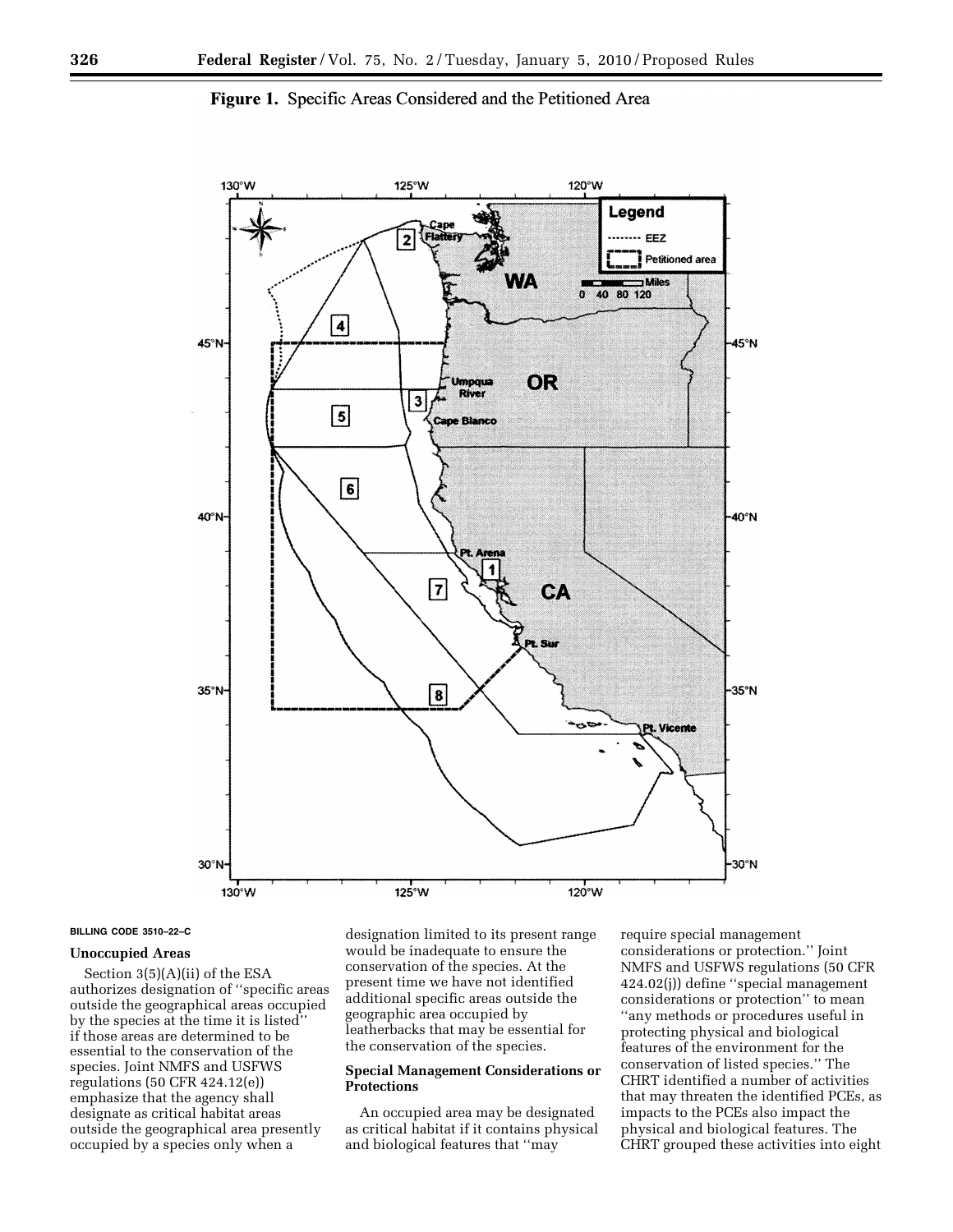**Figure 1.** Specific Areas Considered and the Petitioned Area

BILLING CODE 3510–22–C

### Unoccupied Areas

Section 3(5)(A)(ii) of the ESA authorizes designation of ''specific areas outside the geographical areas occupied by the species at the time it is listed'' if those areas are determined to be essential to the conservation of the species. Joint NMFS and USFWS regulations (50 CFR 424.12(e)) emphasize that the agency shall designate as critical habitat areas outside the geographical area presently occupied by a species only when a designation limited to its present range would be inadequate to ensure the conservation of the species. At the present time we have not identified additional specific areas outside the geographic area occupied by leatherbacks that may be essential for the conservation of the species.

### Special Management Considerations or Protections

An occupied area may be designated as critical habitat if it contains physical and biological features that ''may require special management considerations or protection.'' Joint NMFS and USFWS regulations (50 CFR 424.02(j)) define ''special management considerations or protection'' to mean ''any methods or procedures useful in protecting physical and biological features of the environment for the conservation of listed species.'' The CHRT identified a number of activities that may threaten the identified PCEs, as impacts to the PCEs also impact the physical and biological features. The CHRT grouped these activities into eight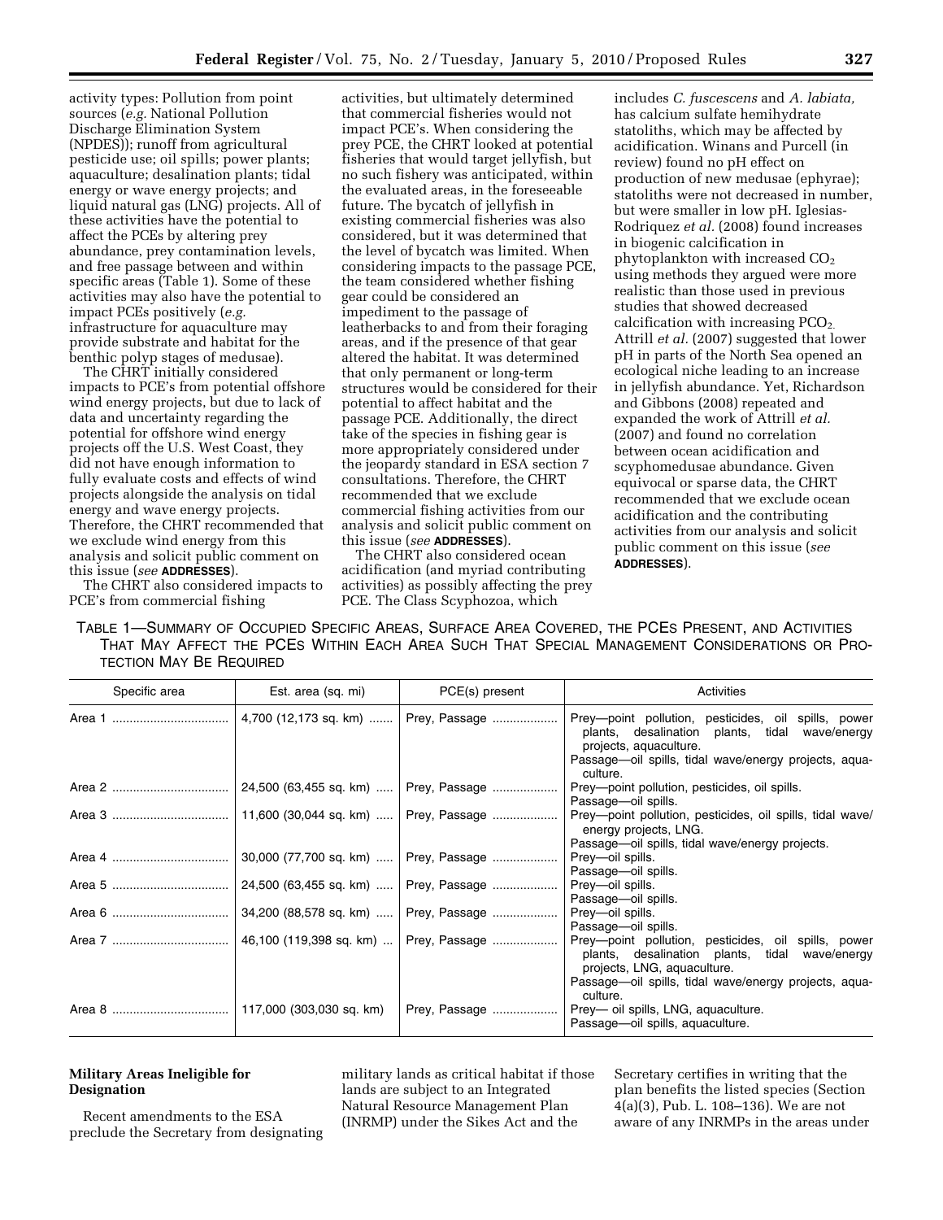activity types: Pollution from point sources (*e.g.* National Pollution Discharge Elimination System (NPDES)); runoff from agricultural pesticide use; oil spills; power plants; aquaculture; desalination plants; tidal energy or wave energy projects; and liquid natural gas (LNG) projects. All of these activities have the potential to affect the PCEs by altering prey abundance, prey contamination levels, and free passage between and within specific areas (Table 1). Some of these activities may also have the potential to impact PCEs positively (*e.g.* infrastructure for aquaculture may provide substrate and habitat for the benthic polyp stages of medusae).

The CHRT initially considered impacts to PCE's from potential offshore wind energy projects, but due to lack of data and uncertainty regarding the potential for offshore wind energy projects off the U.S. West Coast, they did not have enough information to fully evaluate costs and effects of wind projects alongside the analysis on tidal energy and wave energy projects. Therefore, the CHRT recommended that we exclude wind energy from this analysis and solicit public comment on this issue (*see* **ADDRESSES**).

The CHRT also considered impacts to PCE's from commercial fishing activities, but ultimately determined that commercial fisheries would not impact PCE's. When considering the prey PCE, the CHRT looked at potential fisheries that would target jellyfish, but no such fishery was anticipated, within the evaluated areas, in the foreseeable future. The bycatch of jellyfish in existing commercial fisheries was also considered, but it was determined that the level of bycatch was limited. When considering impacts to the passage PCE, the team considered whether fishing gear could be considered an impediment to the passage of leatherbacks to and from their foraging areas, and if the presence of that gear altered the habitat. It was determined that only permanent or long-term structures would be considered for their potential to affect habitat and the passage PCE. Additionally, the direct take of the species in fishing gear is more appropriately considered under the jeopardy standard in ESA section 7 consultations. Therefore, the CHRT recommended that we exclude commercial fishing activities from our analysis and solicit public comment on this issue (*see* **ADDRESSES**).

The CHRT also considered ocean acidification (and myriad contributing activities) as possibly affecting the prey PCE. The Class Scyphozoa, which includes *C. fuscescens* and *A. labiata*, has calcium sulfate hemihydrate statoliths, which may be affected by acidification. Winans and Purcell (in review) found no pH effect on production of new medusae (ephyrae); statoliths were not decreased in number, but were smaller in low pH. Iglesias-Rodriquez *et al.* (2008) found increases in biogenic calcification in phytoplankton with increased $CO_2$ using methods they argued were more realistic than those used in previous studies that showed decreased calcification with increasing $PCO_2$. Attrill *et al.* (2007) suggested that lower pH in parts of the North Sea opened an ecological niche leading to an increase in jellyfish abundance. Yet, Richardson and Gibbons (2008) repeated and expanded the work of Attrill *et al.* (2007) and found no correlation between ocean acidification and scyphomedusae abundance. Given equivocal or sparse data, the CHRT recommended that we exclude ocean acidification and the contributing activities from our analysis and solicit public comment on this issue (*see* **ADDRESSES**).

TABLE 1—SUMMARY OF OCCUPIED SPECIFIC AREAS, SURFACE AREA COVERED, THE PCES PRESENT, AND ACTIVITIES THAT MAY AFFECT THE PCES WITHIN EACH AREA SUCH THAT SPECIAL MANAGEMENT CONSIDERATIONS OR PROTECTION MAY BE REQUIRED

| Specific area | Est. area (sq. mi) | PCE(s) present | Activities |
|---|---|---|---|
| Area 1 | 4,700 (12,173 sq. km) | Prey, Passage | Prey—point pollution, pesticides, oil spills, power plants, desalination plants, tidal wave/energy projects, aquaculture. Passage—oil spills, tidal wave/energy projects, aquaculture. |
| Area 2 | 24,500 (63,455 sq. km) | Prey, Passage | Prey—point pollution, pesticides, oil spills. Passage—oil spills. |
| Area 3 | 11,600 (30,044 sq. km) | Prey, Passage | Prey—point pollution, pesticides, oil spills, tidal wave/energy projects, LNG. Passage—oil spills, tidal wave/energy projects. |
| Area 4 | 30,000 (77,700 sq. km) | Prey, Passage | Prey—oil spills. Passage—oil spills. |
| Area 5 | 24,500 (63,455 sq. km) | Prey, Passage | Prey—oil spills. Passage—oil spills. |
| Area 6 | 34,200 (88,578 sq. km) | Prey, Passage | Prey—oil spills. Passage—oil spills. |
| Area 7 | 46,100 (119,398 sq. km) | Prey, Passage | Prey—point pollution, pesticides, oil spills, power plants, desalination plants, tidal wave/energy projects, LNG, aquaculture. Passage—oil spills, tidal wave/energy projects, aquaculture. |
| Area 8 | 117,000 (303,030 sq. km) | Prey, Passage | Prey— oil spills, LNG, aquaculture. Passage—oil spills, aquaculture. |

### Military Areas Ineligible for Designation

Recent amendments to the ESA preclude the Secretary from designating military lands as critical habitat if those lands are subject to an Integrated Natural Resource Management Plan (INRMP) under the Sikes Act and the Secretary certifies in writing that the plan benefits the listed species (Section 4(a)(3), Pub. L. 108–136). We are not aware of any INRMPs in the areas under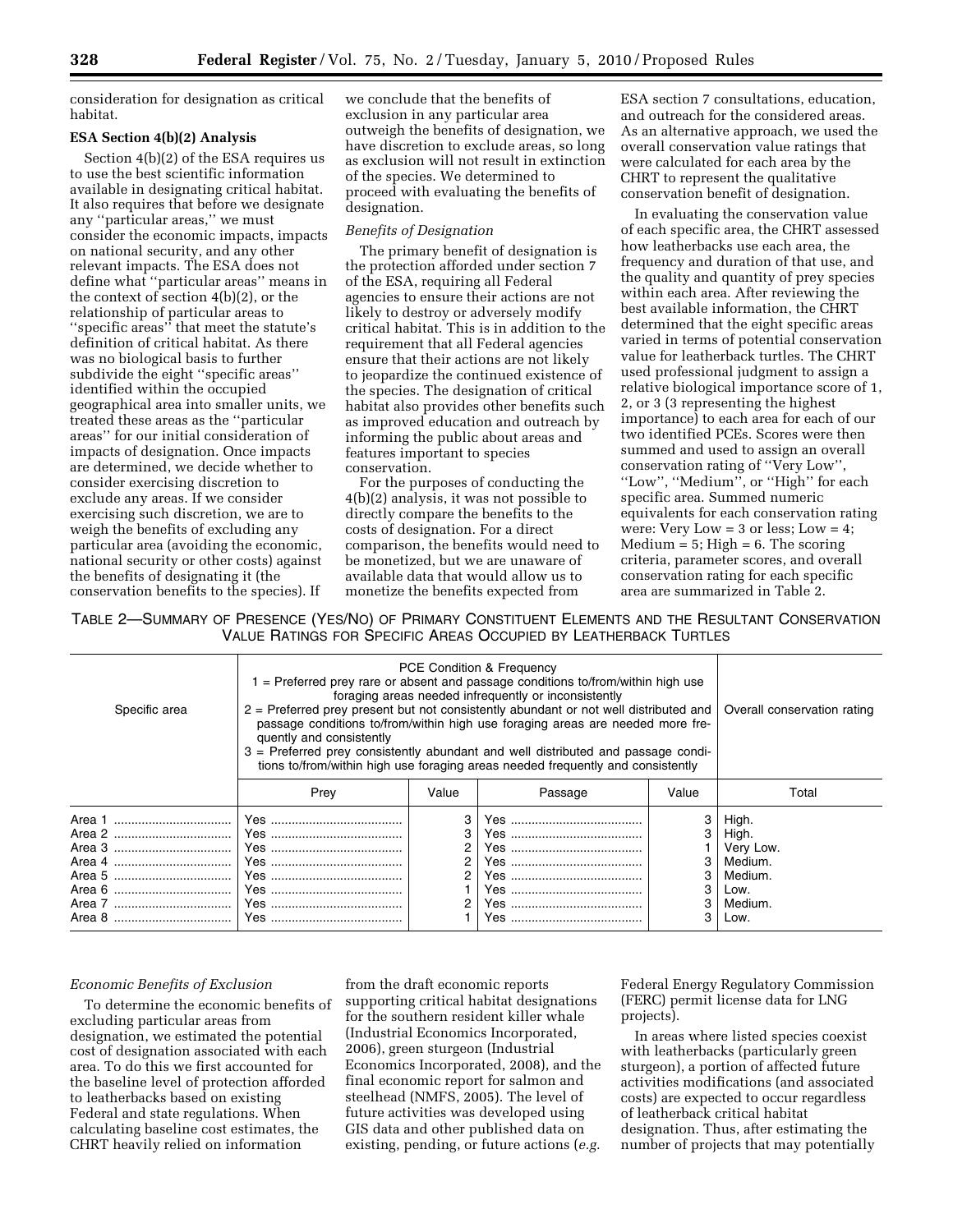consideration for designation as critical habitat.

**ESA Section 4(b)(2) Analysis**

Section 4(b)(2) of the ESA requires us to use the best scientific information available in designating critical habitat. It also requires that before we designate any "particular areas," we must consider the economic impacts, impacts on national security, and any other relevant impacts. The ESA does not define what "particular areas" means in the context of section 4(b)(2), or the relationship of particular areas to "specific areas" that meet the statute's definition of critical habitat. As there was no biological basis to further subdivide the eight "specific areas" identified within the occupied geographical area into smaller units, we treated these areas as the "particular areas" for our initial consideration of impacts of designation. Once impacts are determined, we decide whether to consider exercising discretion to exclude any areas. If we consider exercising such discretion, we are to weigh the benefits of excluding any particular area (avoiding the economic, national security or other costs) against the benefits of designating it (the conservation benefits to the species). If we conclude that the benefits of exclusion in any particular area outweigh the benefits of designation, we have discretion to exclude areas, so long as exclusion will not result in extinction of the species. We determined to proceed with evaluating the benefits of designation.

*Benefits of Designation*

The primary benefit of designation is the protection afforded under section 7 of the ESA, requiring all Federal agencies to ensure their actions are not likely to destroy or adversely modify critical habitat. This is in addition to the requirement that all Federal agencies ensure that their actions are not likely to jeopardize the continued existence of the species. The designation of critical habitat also provides other benefits such as improved education and outreach by informing the public about areas and features important to species conservation.

For the purposes of conducting the 4(b)(2) analysis, it was not possible to directly compare the benefits to the costs of designation. For a direct comparison, the benefits would need to be monetized, but we are unaware of available data that would allow us to monetize the benefits expected from ESA section 7 consultations, education, and outreach for the considered areas. As an alternative approach, we used the overall conservation value ratings that were calculated for each area by the CHRT to represent the qualitative conservation benefit of designation.

In evaluating the conservation value of each specific area, the CHRT assessed how leatherbacks use each area, the frequency and duration of that use, and the quality and quantity of prey species within each area. After reviewing the best available information, the CHRT determined that the eight specific areas varied in terms of potential conservation value for leatherback turtles. The CHRT used professional judgment to assign a relative biological importance score of 1, 2, or 3 (3 representing the highest importance) to each area for each of our two identified PCEs. Scores were then summed and used to assign an overall conservation rating of "Very Low", "Low", "Medium", or "High" for each specific area. Summed numeric equivalents for each conservation rating were: Very Low = 3 or less; Low = 4; Medium = 5; High = 6. The scoring criteria, parameter scores, and overall conservation rating for each specific area are summarized in Table 2.

TABLE 2—SUMMARY OF PRESENCE (YES/NO) OF PRIMARY CONSTITUENT ELEMENTS AND THE RESULTANT CONSERVATION VALUE RATINGS FOR SPECIFIC AREAS OCCUPIED BY LEATHERBACK TURTLES

| Specific area | PCE Condition & Frequency<br>1 = Preferred prey rare or absent and passage conditions to/from/within high use foraging areas needed infrequently or inconsistently<br>2 = Preferred prey present but not consistently abundant or not well distributed and passage conditions to/from/within high use foraging areas are needed more frequently and consistently<br>3 = Preferred prey consistently abundant and well distributed and passage conditions to/from/within high use foraging areas needed frequently and consistently | | | | Overall conservation rating |
|---|---|---|---|---|---|
| | Prey | Value | Passage | Value | Total |
| Area 1 | Yes | 3 | Yes | 3 | High. |
| Area 2 | Yes | 3 | Yes | 3 | High. |
| Area 3 | Yes | 2 | Yes | 1 | Very Low. |
| Area 4 | Yes | 2 | Yes | 3 | Medium. |
| Area 5 | Yes | 2 | Yes | 3 | Medium. |
| Area 6 | Yes | 1 | Yes | 3 | Low. |
| Area 7 | Yes | 2 | Yes | 3 | Medium. |
| Area 8 | Yes | 1 | Yes | 3 | Low. |

*Economic Benefits of Exclusion*

To determine the economic benefits of excluding particular areas from designation, we estimated the potential cost of designation associated with each area. To do this we first accounted for the baseline level of protection afforded to leatherbacks based on existing Federal and state regulations. When calculating baseline cost estimates, the CHRT heavily relied on information from the draft economic reports supporting critical habitat designations for the southern resident killer whale (Industrial Economics Incorporated, 2006), green sturgeon (Industrial Economics Incorporated, 2008), and the final economic report for salmon and steelhead (NMFS, 2005). The level of future activities was developed using GIS data and other published data on existing, pending, or future actions (*e.g.* Federal Energy Regulatory Commission (FERC) permit license data for LNG projects).

In areas where listed species coexist with leatherbacks (particularly green sturgeon), a portion of affected future activities modifications (and associated costs) are expected to occur regardless of leatherback critical habitat designation. Thus, after estimating the number of projects that may potentially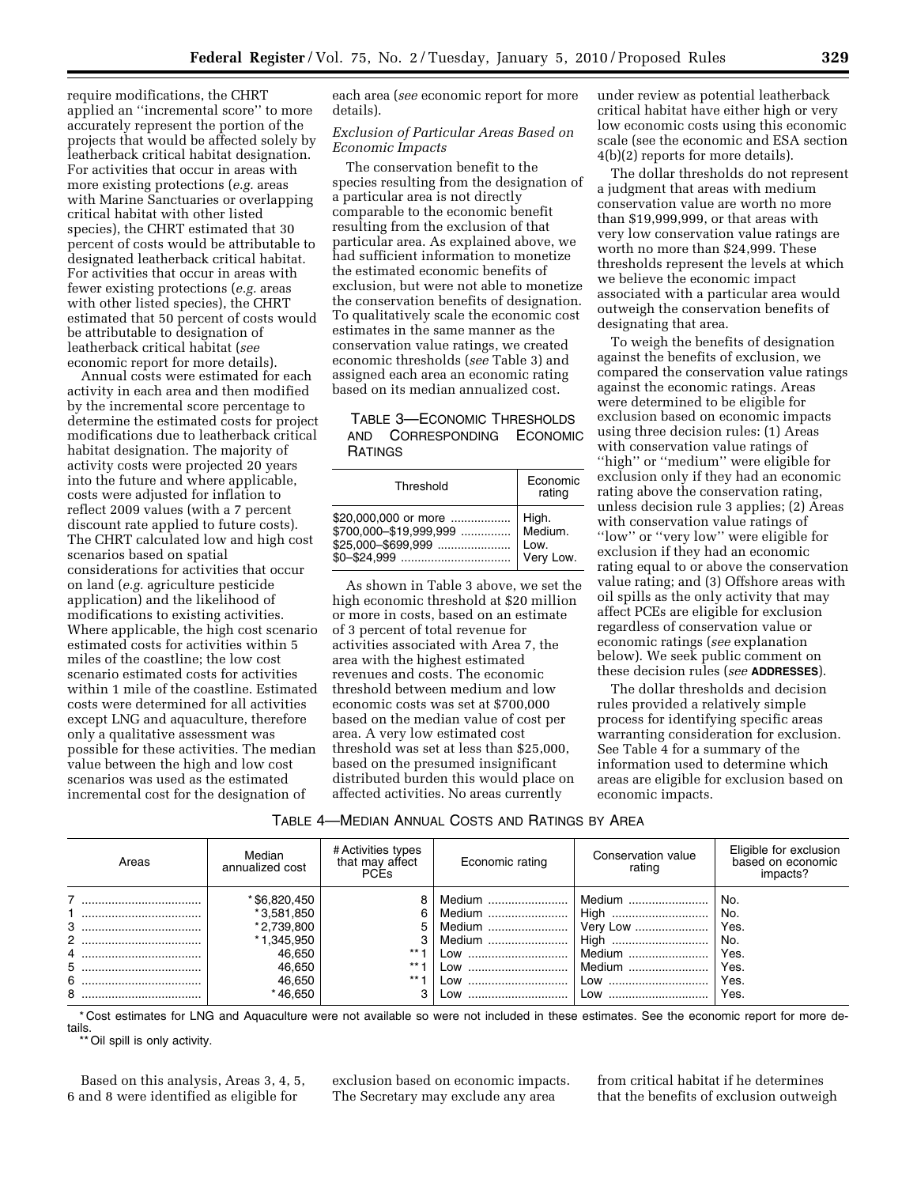require modifications, the CHRT applied an ''incremental score'' to more accurately represent the portion of the projects that would be affected solely by leatherback critical habitat designation. For activities that occur in areas with more existing protections (*e.g.* areas with Marine Sanctuaries or overlapping critical habitat with other listed species), the CHRT estimated that 30 percent of costs would be attributable to designated leatherback critical habitat. For activities that occur in areas with fewer existing protections (*e.g.* areas with other listed species), the CHRT estimated that 50 percent of costs would be attributable to designation of leatherback critical habitat (*see* economic report for more details).

Annual costs were estimated for each activity in each area and then modified by the incremental score percentage to determine the estimated costs for project modifications due to leatherback critical habitat designation. The majority of activity costs were projected 20 years into the future and where applicable, costs were adjusted for inflation to reflect 2009 values (with a 7 percent discount rate applied to future costs). The CHRT calculated low and high cost scenarios based on spatial considerations for activities that occur on land (*e.g.* agriculture pesticide application) and the likelihood of modifications to existing activities. Where applicable, the high cost scenario estimated costs for activities within 5 miles of the coastline; the low cost scenario estimated costs for activities within 1 mile of the coastline. Estimated costs were determined for all activities except LNG and aquaculture, therefore only a qualitative assessment was possible for these activities. The median value between the high and low cost scenarios was used as the estimated incremental cost for the designation of each area (*see* economic report for more details).

*Exclusion of Particular Areas Based on Economic Impacts*

The conservation benefit to the species resulting from the designation of a particular area is not directly comparable to the economic benefit resulting from the exclusion of that particular area. As explained above, we had sufficient information to monetize the estimated economic benefits of exclusion, but were not able to monetize the conservation benefits of designation. To qualitatively scale the economic cost estimates in the same manner as the conservation value ratings, we created economic thresholds (*see* Table 3) and assigned each area an economic rating based on its median annualized cost.

TABLE 3—ECONOMIC THRESHOLDS AND CORRESPONDING ECONOMIC RATINGS

| Threshold | Economic rating |
|---|---|
| $20,000,000 or more | High. |
| $700,000–$19,999,999 | Medium. |
| $25,000–$699,999 | Low. |
| $0–$24,999 | Very Low. |

As shown in Table 3 above, we set the high economic threshold at $20 million or more in costs, based on an estimate of 3 percent of total revenue for activities associated with Area 7, the area with the highest estimated revenues and costs. The economic threshold between medium and low economic costs was set at $700,000 based on the median value of cost per area. A very low estimated cost threshold was set at less than $25,000, based on the presumed insignificant distributed burden this would place on affected activities. No areas currently under review as potential leatherback critical habitat have either high or very low economic costs using this economic scale (see the economic and ESA section 4(b)(2) reports for more details).

The dollar thresholds do not represent a judgment that areas with medium conservation value are worth no more than $19,999,999, or that areas with very low conservation value ratings are worth no more than $24,999. These thresholds represent the levels at which we believe the economic impact associated with a particular area would outweigh the conservation benefits of designating that area.

To weigh the benefits of designation against the benefits of exclusion, we compared the conservation value ratings against the economic ratings. Areas were determined to be eligible for exclusion based on economic impacts using three decision rules: (1) Areas with conservation value ratings of ''high'' or ''medium'' were eligible for exclusion only if they had an economic rating above the conservation rating, unless decision rule 3 applies; (2) Areas with conservation value ratings of ''low'' or ''very low'' were eligible for exclusion if they had an economic rating equal to or above the conservation value rating; and (3) Offshore areas with oil spills as the only activity that may affect PCEs are eligible for exclusion regardless of conservation value or economic ratings (*see* explanation below). We seek public comment on these decision rules (*see* **ADDRESSES**).

The dollar thresholds and decision rules provided a relatively simple process for identifying specific areas warranting consideration for exclusion. See Table 4 for a summary of the information used to determine which areas are eligible for exclusion based on economic impacts.

TABLE 4—MEDIAN ANNUAL COSTS AND RATINGS BY AREA

| Areas | Median annualized cost | # Activities types that may affect PCEs | Economic rating | Conservation value rating | Eligible for exclusion based on economic impacts? |
|---|---|---|---|---|---|
| 7 | *$6,820,450 | 8 | Medium | Medium | No. |
| 1 | *3,581,850 | 6 | Medium | High | No. |
| 3 | *2,739,800 | 5 | Medium | Very Low | Yes. |
| 2 | *1,345,950 | 3 | Medium | High | No. |
| 4 | 46,650 | **1 | Low | Medium | Yes. |
| 5 | 46,650 | **1 | Low | Medium | Yes. |
| 6 | 46,650 | **1 | Low | Low | Yes. |
| 8 | *46,650 | 3 | Low | Low | Yes. |

\* Cost estimates for LNG and Aquaculture were not available so were not included in these estimates. See the economic report for more details.

\*\* Oil spill is only activity.

Based on this analysis, Areas 3, 4, 5, 6 and 8 were identified as eligible for exclusion based on economic impacts. The Secretary may exclude any area from critical habitat if he determines that the benefits of exclusion outweigh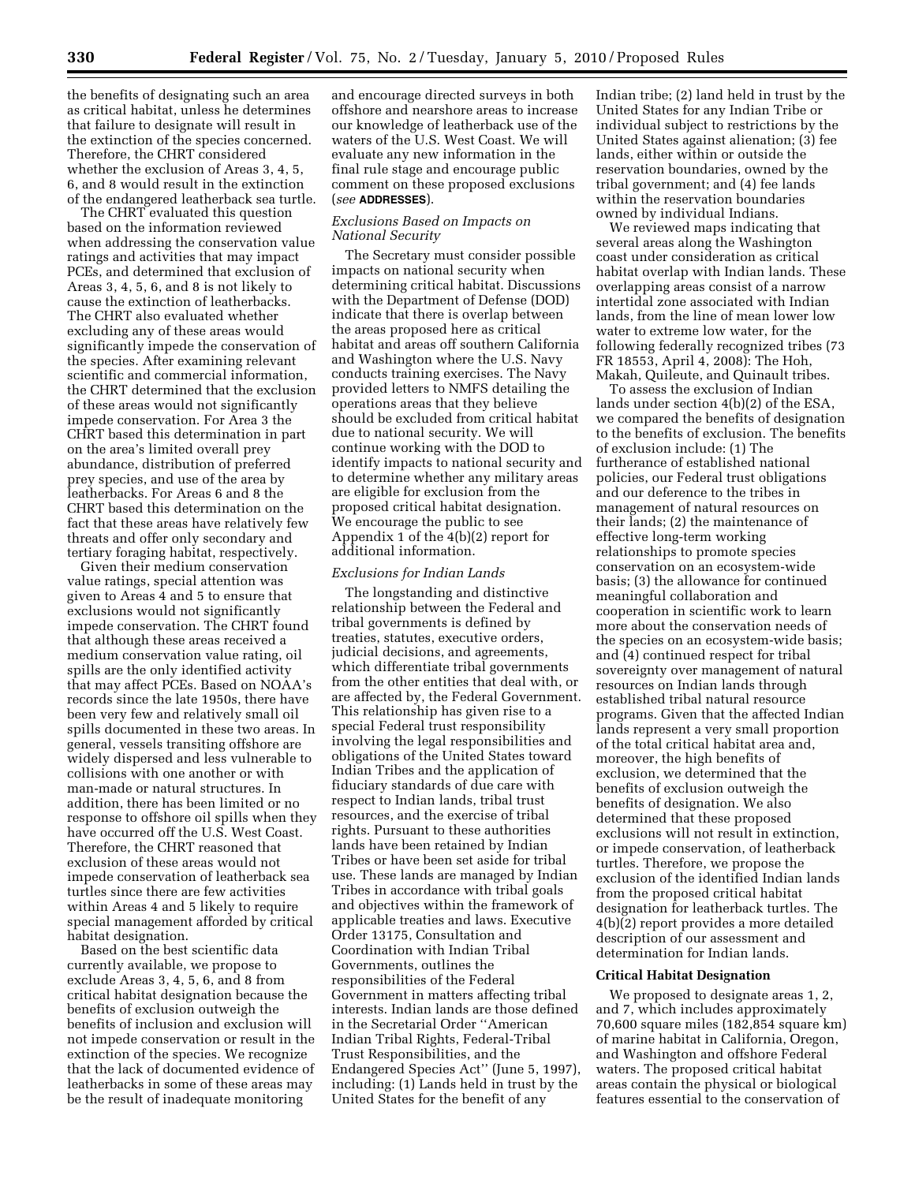the benefits of designating such an area as critical habitat, unless he determines that failure to designate will result in the extinction of the species concerned. Therefore, the CHRT considered whether the exclusion of Areas 3, 4, 5, 6, and 8 would result in the extinction of the endangered leatherback sea turtle.

The CHRT evaluated this question based on the information reviewed when addressing the conservation value ratings and activities that may impact PCEs, and determined that exclusion of Areas 3, 4, 5, 6, and 8 is not likely to cause the extinction of leatherbacks. The CHRT also evaluated whether excluding any of these areas would significantly impede the conservation of the species. After examining relevant scientific and commercial information, the CHRT determined that the exclusion of these areas would not significantly impede conservation. For Area 3 the CHRT based this determination in part on the area's limited overall prey abundance, distribution of preferred prey species, and use of the area by leatherbacks. For Areas 6 and 8 the CHRT based this determination on the fact that these areas have relatively few threats and offer only secondary and tertiary foraging habitat, respectively.

Given their medium conservation value ratings, special attention was given to Areas 4 and 5 to ensure that exclusions would not significantly impede conservation. The CHRT found that although these areas received a medium conservation value rating, oil spills are the only identified activity that may affect PCEs. Based on NOAA's records since the late 1950s, there have been very few and relatively small oil spills documented in these two areas. In general, vessels transiting offshore are widely dispersed and less vulnerable to collisions with one another or with man-made or natural structures. In addition, there has been limited or no response to offshore oil spills when they have occurred off the U.S. West Coast. Therefore, the CHRT reasoned that exclusion of these areas would not impede conservation of leatherback sea turtles since there are few activities within Areas 4 and 5 likely to require special management afforded by critical habitat designation.

Based on the best scientific data currently available, we propose to exclude Areas 3, 4, 5, 6, and 8 from critical habitat designation because the benefits of exclusion outweigh the benefits of inclusion and exclusion will not impede conservation or result in the extinction of the species. We recognize that the lack of documented evidence of leatherbacks in some of these areas may be the result of inadequate monitoring and encourage directed surveys in both offshore and nearshore areas to increase our knowledge of leatherback use of the waters of the U.S. West Coast. We will evaluate any new information in the final rule stage and encourage public comment on these proposed exclusions (*see* **ADDRESSES**).

*Exclusions Based on Impacts on National Security*

The Secretary must consider possible impacts on national security when determining critical habitat. Discussions with the Department of Defense (DOD) indicate that there is overlap between the areas proposed here as critical habitat and areas off southern California and Washington where the U.S. Navy conducts training exercises. The Navy provided letters to NMFS detailing the operations areas that they believe should be excluded from critical habitat due to national security. We will continue working with the DOD to identify impacts to national security and to determine whether any military areas are eligible for exclusion from the proposed critical habitat designation. We encourage the public to see Appendix 1 of the 4(b)(2) report for additional information.

*Exclusions for Indian Lands*

The longstanding and distinctive relationship between the Federal and tribal governments is defined by treaties, statutes, executive orders, judicial decisions, and agreements, which differentiate tribal governments from the other entities that deal with, or are affected by, the Federal Government. This relationship has given rise to a special Federal trust responsibility involving the legal responsibilities and obligations of the United States toward Indian Tribes and the application of fiduciary standards of due care with respect to Indian lands, tribal trust resources, and the exercise of tribal rights. Pursuant to these authorities lands have been retained by Indian Tribes or have been set aside for tribal use. These lands are managed by Indian Tribes in accordance with tribal goals and objectives within the framework of applicable treaties and laws. Executive Order 13175, Consultation and Coordination with Indian Tribal Governments, outlines the responsibilities of the Federal Government in matters affecting tribal interests. Indian lands are those defined in the Secretarial Order ''American Indian Tribal Rights, Federal-Tribal Trust Responsibilities, and the Endangered Species Act'' (June 5, 1997), including: (1) Lands held in trust by the United States for the benefit of any Indian tribe; (2) land held in trust by the United States for any Indian Tribe or individual subject to restrictions by the United States against alienation; (3) fee lands, either within or outside the reservation boundaries, owned by the tribal government; and (4) fee lands within the reservation boundaries owned by individual Indians.

We reviewed maps indicating that several areas along the Washington coast under consideration as critical habitat overlap with Indian lands. These overlapping areas consist of a narrow intertidal zone associated with Indian lands, from the line of mean lower low water to extreme low water, for the following federally recognized tribes (73 FR 18553, April 4, 2008): The Hoh, Makah, Quileute, and Quinault tribes.

To assess the exclusion of Indian lands under section 4(b)(2) of the ESA, we compared the benefits of designation to the benefits of exclusion. The benefits of exclusion include: (1) The furtherance of established national policies, our Federal trust obligations and our deference to the tribes in management of natural resources on their lands; (2) the maintenance of effective long-term working relationships to promote species conservation on an ecosystem-wide basis; (3) the allowance for continued meaningful collaboration and cooperation in scientific work to learn more about the conservation needs of the species on an ecosystem-wide basis; and (4) continued respect for tribal sovereignty over management of natural resources on Indian lands through established tribal natural resource programs. Given that the affected Indian lands represent a very small proportion of the total critical habitat area and, moreover, the high benefits of exclusion, we determined that the benefits of exclusion outweigh the benefits of designation. We also determined that these proposed exclusions will not result in extinction, or impede conservation, of leatherback turtles. Therefore, we propose the exclusion of the identified Indian lands from the proposed critical habitat designation for leatherback turtles. The 4(b)(2) report provides a more detailed description of our assessment and determination for Indian lands.

**Critical Habitat Designation**

We proposed to designate areas 1, 2, and 7, which includes approximately 70,600 square miles (182,854 square km) of marine habitat in California, Oregon, and Washington and offshore Federal waters. The proposed critical habitat areas contain the physical or biological features essential to the conservation of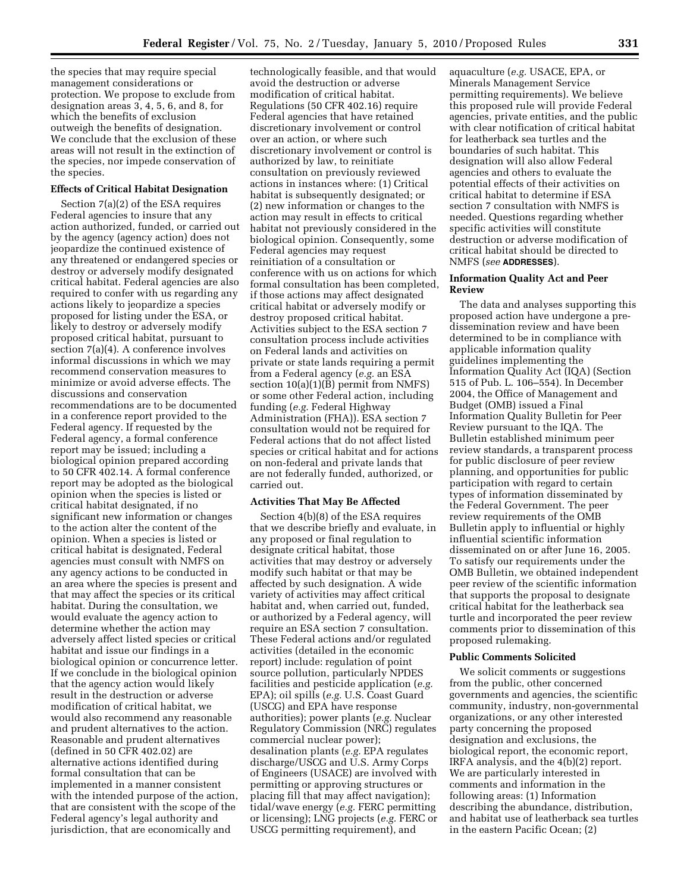the species that may require special management considerations or protection. We propose to exclude from designation areas 3, 4, 5, 6, and 8, for which the benefits of exclusion outweigh the benefits of designation. We conclude that the exclusion of these areas will not result in the extinction of the species, nor impede conservation of the species.

### Effects of Critical Habitat Designation

Section 7(a)(2) of the ESA requires Federal agencies to insure that any action authorized, funded, or carried out by the agency (agency action) does not jeopardize the continued existence of any threatened or endangered species or destroy or adversely modify designated critical habitat. Federal agencies are also required to confer with us regarding any actions likely to jeopardize a species proposed for listing under the ESA, or likely to destroy or adversely modify proposed critical habitat, pursuant to section 7(a)(4). A conference involves informal discussions in which we may recommend conservation measures to minimize or avoid adverse effects. The discussions and conservation recommendations are to be documented in a conference report provided to the Federal agency. If requested by the Federal agency, a formal conference report may be issued; including a biological opinion prepared according to 50 CFR 402.14. A formal conference report may be adopted as the biological opinion when the species is listed or critical habitat designated, if no significant new information or changes to the action alter the content of the opinion. When a species is listed or critical habitat is designated, Federal agencies must consult with NMFS on any agency actions to be conducted in an area where the species is present and that may affect the species or its critical habitat. During the consultation, we would evaluate the agency action to determine whether the action may adversely affect listed species or critical habitat and issue our findings in a biological opinion or concurrence letter. If we conclude in the biological opinion that the agency action would likely result in the destruction or adverse modification of critical habitat, we would also recommend any reasonable and prudent alternatives to the action. Reasonable and prudent alternatives (defined in 50 CFR 402.02) are alternative actions identified during formal consultation that can be implemented in a manner consistent with the intended purpose of the action, that are consistent with the scope of the Federal agency's legal authority and jurisdiction, that are economically and technologically feasible, and that would avoid the destruction or adverse modification of critical habitat. Regulations (50 CFR 402.16) require Federal agencies that have retained discretionary involvement or control over an action, or where such discretionary involvement or control is authorized by law, to reinitiate consultation on previously reviewed actions in instances where: (1) Critical habitat is subsequently designated; or (2) new information or changes to the action may result in effects to critical habitat not previously considered in the biological opinion. Consequently, some Federal agencies may request reinitiation of a consultation or conference with us on actions for which formal consultation has been completed, if those actions may affect designated critical habitat or adversely modify or destroy proposed critical habitat. Activities subject to the ESA section 7 consultation process include activities on Federal lands and activities on private or state lands requiring a permit from a Federal agency (*e.g.* an ESA section 10(a)(1)(B) permit from NMFS) or some other Federal action, including funding (*e.g.* Federal Highway Administration (FHA)). ESA section 7 consultation would not be required for Federal actions that do not affect listed species or critical habitat and for actions on non-federal and private lands that are not federally funded, authorized, or carried out.

### Activities That May Be Affected

Section 4(b)(8) of the ESA requires that we describe briefly and evaluate, in any proposed or final regulation to designate critical habitat, those activities that may destroy or adversely modify such habitat or that may be affected by such designation. A wide variety of activities may affect critical habitat and, when carried out, funded, or authorized by a Federal agency, will require an ESA section 7 consultation. These Federal actions and/or regulated activities (detailed in the economic report) include: regulation of point source pollution, particularly NPDES facilities and pesticide application (*e.g.* EPA); oil spills (*e.g.* U.S. Coast Guard (USCG) and EPA have response authorities); power plants (*e.g.* Nuclear Regulatory Commission (NRC) regulates commercial nuclear power); desalination plants (*e.g.* EPA regulates discharge/USCG and U.S. Army Corps of Engineers (USACE) are involved with permitting or approving structures or placing fill that may affect navigation); tidal/wave energy (*e.g.* FERC permitting or licensing); LNG projects (*e.g.* FERC or USCG permitting requirement), and aquaculture (*e.g.* USACE, EPA, or Minerals Management Service permitting requirements). We believe this proposed rule will provide Federal agencies, private entities, and the public with clear notification of critical habitat for leatherback sea turtles and the boundaries of such habitat. This designation will also allow Federal agencies and others to evaluate the potential effects of their activities on critical habitat to determine if ESA section 7 consultation with NMFS is needed. Questions regarding whether specific activities will constitute destruction or adverse modification of critical habitat should be directed to NMFS (*see* **ADDRESSES**).

### Information Quality Act and Peer Review

The data and analyses supporting this proposed action have undergone a pre-dissemination review and have been determined to be in compliance with applicable information quality guidelines implementing the Information Quality Act (IQA) (Section 515 of Pub. L. 106–554). In December 2004, the Office of Management and Budget (OMB) issued a Final Information Quality Bulletin for Peer Review pursuant to the IQA. The Bulletin established minimum peer review standards, a transparent process for public disclosure of peer review planning, and opportunities for public participation with regard to certain types of information disseminated by the Federal Government. The peer review requirements of the OMB Bulletin apply to influential or highly influential scientific information disseminated on or after June 16, 2005. To satisfy our requirements under the OMB Bulletin, we obtained independent peer review of the scientific information that supports the proposal to designate critical habitat for the leatherback sea turtle and incorporated the peer review comments prior to dissemination of this proposed rulemaking.

### Public Comments Solicited

We solicit comments or suggestions from the public, other concerned governments and agencies, the scientific community, industry, non-governmental organizations, or any other interested party concerning the proposed designation and exclusions, the biological report, the economic report, IRFA analysis, and the 4(b)(2) report. We are particularly interested in comments and information in the following areas: (1) Information describing the abundance, distribution, and habitat use of leatherback sea turtles in the eastern Pacific Ocean; (2)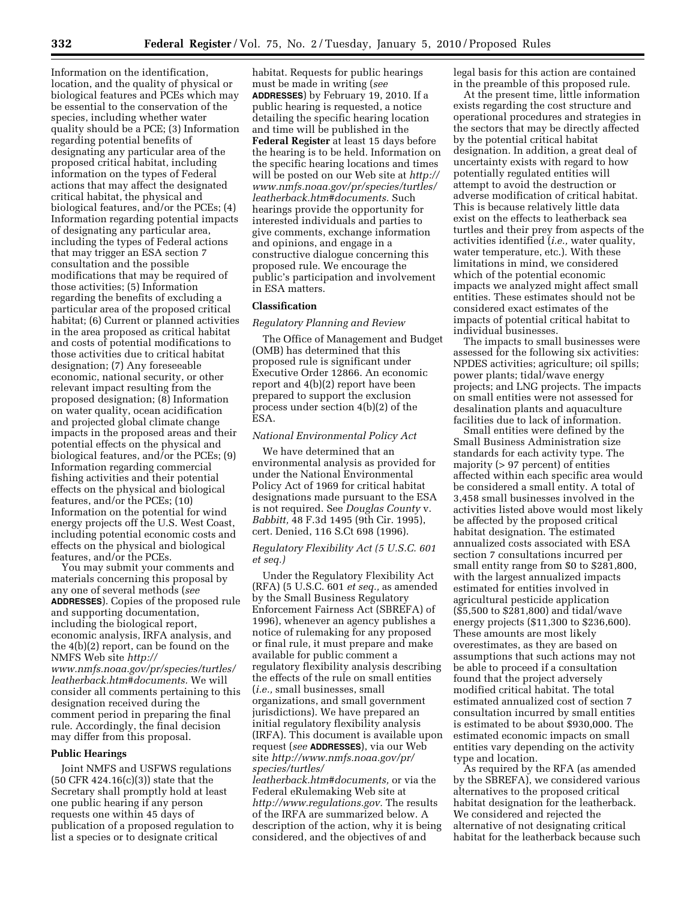Information on the identification, location, and the quality of physical or biological features and PCEs which may be essential to the conservation of the species, including whether water quality should be a PCE; (3) Information regarding potential benefits of designating any particular area of the proposed critical habitat, including information on the types of Federal actions that may affect the designated critical habitat, the physical and biological features, and/or the PCEs; (4) Information regarding potential impacts of designating any particular area, including the types of Federal actions that may trigger an ESA section 7 consultation and the possible modifications that may be required of those activities; (5) Information regarding the benefits of excluding a particular area of the proposed critical habitat; (6) Current or planned activities in the area proposed as critical habitat and costs of potential modifications to those activities due to critical habitat designation; (7) Any foreseeable economic, national security, or other relevant impact resulting from the proposed designation; (8) Information on water quality, ocean acidification and projected global climate change impacts in the proposed areas and their potential effects on the physical and biological features, and/or the PCEs; (9) Information regarding commercial fishing activities and their potential effects on the physical and biological features, and/or the PCEs; (10) Information on the potential for wind energy projects off the U.S. West Coast, including potential economic costs and effects on the physical and biological features, and/or the PCEs.

You may submit your comments and materials concerning this proposal by any one of several methods (*see* **ADDRESSES**). Copies of the proposed rule and supporting documentation, including the biological report, economic analysis, IRFA analysis, and the 4(b)(2) report, can be found on the NMFS Web site *http://www.nmfs.noaa.gov/pr/species/turtles/leatherback.htm#documents.* We will consider all comments pertaining to this designation received during the comment period in preparing the final rule. Accordingly, the final decision may differ from this proposal.

## Public Hearings

Joint NMFS and USFWS regulations (50 CFR 424.16(c)(3)) state that the Secretary shall promptly hold at least one public hearing if any person requests one within 45 days of publication of a proposed regulation to list a species or to designate critical habitat. Requests for public hearings must be made in writing (*see* **ADDRESSES**) by February 19, 2010. If a public hearing is requested, a notice detailing the specific hearing location and time will be published in the **Federal Register** at least 15 days before the hearing is to be held. Information on the specific hearing locations and times will be posted on our Web site at *http://www.nmfs.noaa.gov/pr/species/turtles/leatherback.htm#documents.* Such hearings provide the opportunity for interested individuals and parties to give comments, exchange information and opinions, and engage in a constructive dialogue concerning this proposed rule. We encourage the public's participation and involvement in ESA matters.

## Classification

### *Regulatory Planning and Review*

The Office of Management and Budget (OMB) has determined that this proposed rule is significant under Executive Order 12866. An economic report and 4(b)(2) report have been prepared to support the exclusion process under section 4(b)(2) of the ESA.

### *National Environmental Policy Act*

We have determined that an environmental analysis as provided for under the National Environmental Policy Act of 1969 for critical habitat designations made pursuant to the ESA is not required. See *Douglas County* v. *Babbitt,* 48 F.3d 1495 (9th Cir. 1995), cert. Denied, 116 S.Ct 698 (1996).

### *Regulatory Flexibility Act (5 U.S.C. 601 et seq.)*

Under the Regulatory Flexibility Act (RFA) (5 U.S.C. 601 *et seq.,* as amended by the Small Business Regulatory Enforcement Fairness Act (SBREFA) of 1996), whenever an agency publishes a notice of rulemaking for any proposed or final rule, it must prepare and make available for public comment a regulatory flexibility analysis describing the effects of the rule on small entities (*i.e.,* small businesses, small organizations, and small government jurisdictions). We have prepared an initial regulatory flexibility analysis (IRFA). This document is available upon request (*see* **ADDRESSES**), via our Web site *http://www.nmfs.noaa.gov/pr/species/turtles/leatherback.htm#documents,* or via the Federal eRulemaking Web site at *http://www.regulations.gov.* The results of the IRFA are summarized below. A description of the action, why it is being considered, and the objectives of and legal basis for this action are contained in the preamble of this proposed rule.

At the present time, little information exists regarding the cost structure and operational procedures and strategies in the sectors that may be directly affected by the potential critical habitat designation. In addition, a great deal of uncertainty exists with regard to how potentially regulated entities will attempt to avoid the destruction or adverse modification of critical habitat. This is because relatively little data exist on the effects to leatherback sea turtles and their prey from aspects of the activities identified (*i.e.,* water quality, water temperature, etc.). With these limitations in mind, we considered which of the potential economic impacts we analyzed might affect small entities. These estimates should not be considered exact estimates of the impacts of potential critical habitat to individual businesses.

The impacts to small businesses were assessed for the following six activities: NPDES activities; agriculture; oil spills; power plants; tidal/wave energy projects; and LNG projects. The impacts on small entities were not assessed for desalination plants and aquaculture facilities due to lack of information.

Small entities were defined by the Small Business Administration size standards for each activity type. The majority (> 97 percent) of entities affected within each specific area would be considered a small entity. A total of 3,458 small businesses involved in the activities listed above would most likely be affected by the proposed critical habitat designation. The estimated annualized costs associated with ESA section 7 consultations incurred per small entity range from $0 to $281,800, with the largest annualized impacts estimated for entities involved in agricultural pesticide application ($5,500 to $281,800) and tidal/wave energy projects ($11,300 to $236,600). These amounts are most likely overestimates, as they are based on assumptions that such actions may not be able to proceed if a consultation found that the project adversely modified critical habitat. The total estimated annualized cost of section 7 consultation incurred by small entities is estimated to be about $930,000. The estimated economic impacts on small entities vary depending on the activity type and location.

As required by the RFA (as amended by the SBREFA), we considered various alternatives to the proposed critical habitat designation for the leatherback. We considered and rejected the alternative of not designating critical habitat for the leatherback because such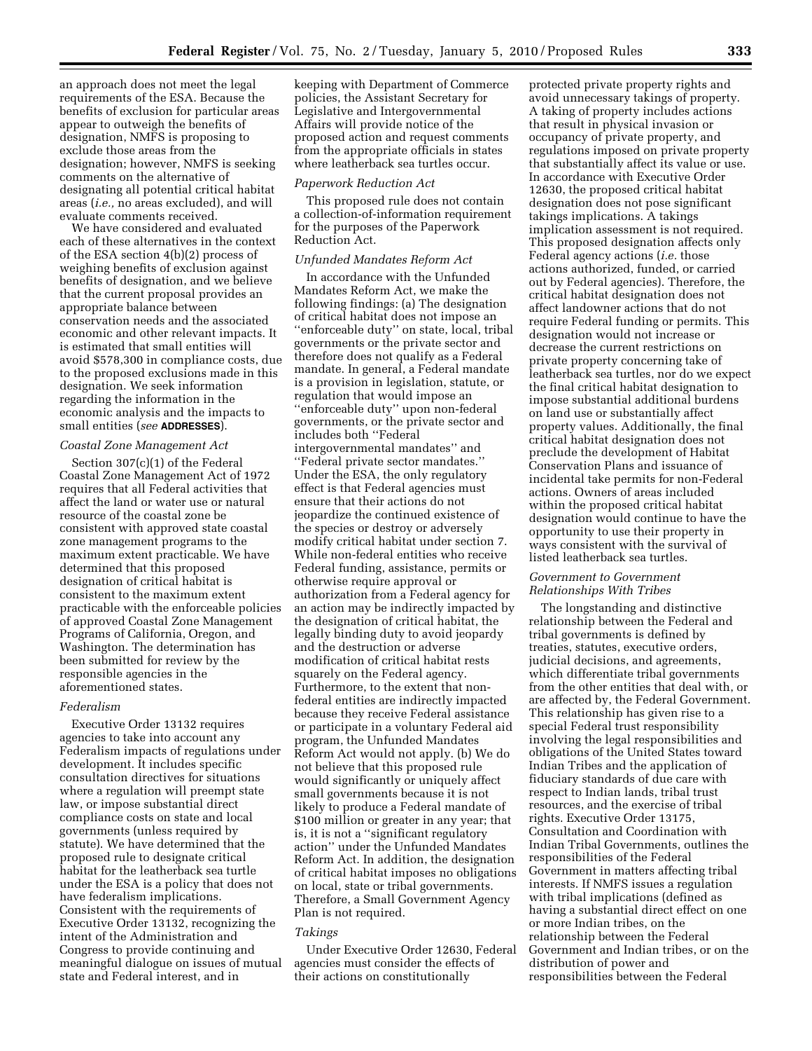an approach does not meet the legal requirements of the ESA. Because the benefits of exclusion for particular areas appear to outweigh the benefits of designation, NMFS is proposing to exclude those areas from the designation; however, NMFS is seeking comments on the alternative of designating all potential critical habitat areas (*i.e.,* no areas excluded), and will evaluate comments received.

We have considered and evaluated each of these alternatives in the context of the ESA section 4(b)(2) process of weighing benefits of exclusion against benefits of designation, and we believe that the current proposal provides an appropriate balance between conservation needs and the associated economic and other relevant impacts. It is estimated that small entities will avoid $578,300 in compliance costs, due to the proposed exclusions made in this designation. We seek information regarding the information in the economic analysis and the impacts to small entities (*see* **ADDRESSES**).

*Coastal Zone Management Act*

Section 307(c)(1) of the Federal Coastal Zone Management Act of 1972 requires that all Federal activities that affect the land or water use or natural resource of the coastal zone be consistent with approved state coastal zone management programs to the maximum extent practicable. We have determined that this proposed designation of critical habitat is consistent to the maximum extent practicable with the enforceable policies of approved Coastal Zone Management Programs of California, Oregon, and Washington. The determination has been submitted for review by the responsible agencies in the aforementioned states.

*Federalism*

Executive Order 13132 requires agencies to take into account any Federalism impacts of regulations under development. It includes specific consultation directives for situations where a regulation will preempt state law, or impose substantial direct compliance costs on state and local governments (unless required by statute). We have determined that the proposed rule to designate critical habitat for the leatherback sea turtle under the ESA is a policy that does not have federalism implications. Consistent with the requirements of Executive Order 13132, recognizing the intent of the Administration and Congress to provide continuing and meaningful dialogue on issues of mutual state and Federal interest, and in keeping with Department of Commerce policies, the Assistant Secretary for Legislative and Intergovernmental Affairs will provide notice of the proposed action and request comments from the appropriate officials in states where leatherback sea turtles occur.

*Paperwork Reduction Act*

This proposed rule does not contain a collection-of-information requirement for the purposes of the Paperwork Reduction Act.

*Unfunded Mandates Reform Act*

In accordance with the Unfunded Mandates Reform Act, we make the following findings: (a) The designation of critical habitat does not impose an ''enforceable duty'' on state, local, tribal governments or the private sector and therefore does not qualify as a Federal mandate. In general, a Federal mandate is a provision in legislation, statute, or regulation that would impose an ''enforceable duty'' upon non-federal governments, or the private sector and includes both ''Federal intergovernmental mandates'' and ''Federal private sector mandates.'' Under the ESA, the only regulatory effect is that Federal agencies must ensure that their actions do not jeopardize the continued existence of the species or destroy or adversely modify critical habitat under section 7. While non-federal entities who receive Federal funding, assistance, permits or otherwise require approval or authorization from a Federal agency for an action may be indirectly impacted by the designation of critical habitat, the legally binding duty to avoid jeopardy and the destruction or adverse modification of critical habitat rests squarely on the Federal agency. Furthermore, to the extent that non-federal entities are indirectly impacted because they receive Federal assistance or participate in a voluntary Federal aid program, the Unfunded Mandates Reform Act would not apply. (b) We do not believe that this proposed rule would significantly or uniquely affect small governments because it is not likely to produce a Federal mandate of $100 million or greater in any year; that is, it is not a ''significant regulatory action'' under the Unfunded Mandates Reform Act. In addition, the designation of critical habitat imposes no obligations on local, state or tribal governments. Therefore, a Small Government Agency Plan is not required.

*Takings*

Under Executive Order 12630, Federal agencies must consider the effects of their actions on constitutionally protected private property rights and avoid unnecessary takings of property. A taking of property includes actions that result in physical invasion or occupancy of private property, and regulations imposed on private property that substantially affect its value or use. In accordance with Executive Order 12630, the proposed critical habitat designation does not pose significant takings implications. A takings implication assessment is not required. This proposed designation affects only Federal agency actions (*i.e.* those actions authorized, funded, or carried out by Federal agencies). Therefore, the critical habitat designation does not affect landowner actions that do not require Federal funding or permits. This designation would not increase or decrease the current restrictions on private property concerning take of leatherback sea turtles, nor do we expect the final critical habitat designation to impose substantial additional burdens on land use or substantially affect property values. Additionally, the final critical habitat designation does not preclude the development of Habitat Conservation Plans and issuance of incidental take permits for non-Federal actions. Owners of areas included within the proposed critical habitat designation would continue to have the opportunity to use their property in ways consistent with the survival of listed leatherback sea turtles.

*Government to Government Relationships With Tribes*

The longstanding and distinctive relationship between the Federal and tribal governments is defined by treaties, statutes, executive orders, judicial decisions, and agreements, which differentiate tribal governments from the other entities that deal with, or are affected by, the Federal Government. This relationship has given rise to a special Federal trust responsibility involving the legal responsibilities and obligations of the United States toward Indian Tribes and the application of fiduciary standards of due care with respect to Indian lands, tribal trust resources, and the exercise of tribal rights. Executive Order 13175, Consultation and Coordination with Indian Tribal Governments, outlines the responsibilities of the Federal Government in matters affecting tribal interests. If NMFS issues a regulation with tribal implications (defined as having a substantial direct effect on one or more Indian tribes, on the relationship between the Federal Government and Indian tribes, or on the distribution of power and responsibilities between the Federal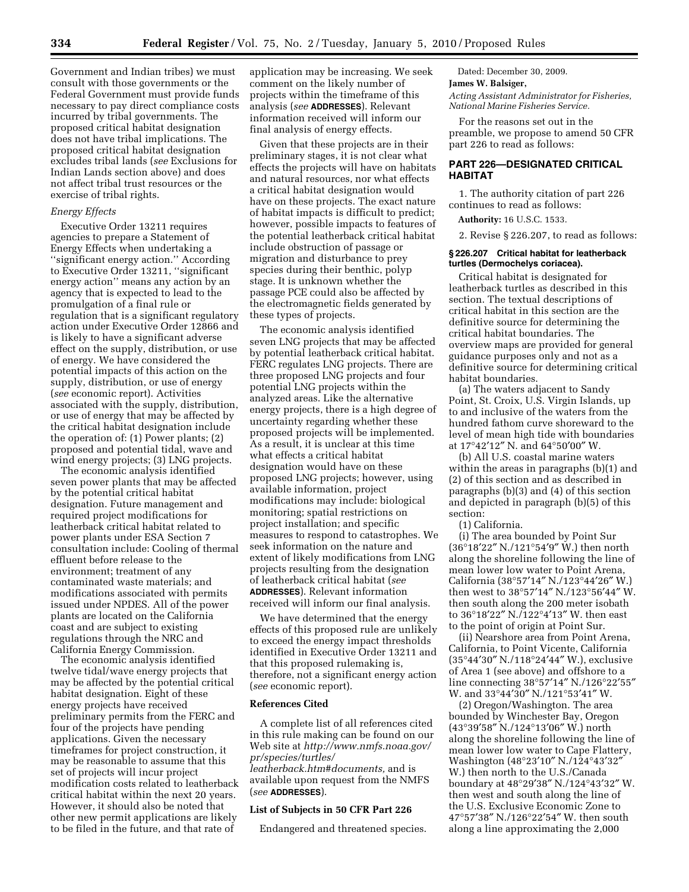Government and Indian tribes) we must consult with those governments or the Federal Government must provide funds necessary to pay direct compliance costs incurred by tribal governments. The proposed critical habitat designation does not have tribal implications. The proposed critical habitat designation excludes tribal lands (*see* Exclusions for Indian Lands section above) and does not affect tribal trust resources or the exercise of tribal rights.

*Energy Effects*

Executive Order 13211 requires agencies to prepare a Statement of Energy Effects when undertaking a ''significant energy action.'' According to Executive Order 13211, ''significant energy action'' means any action by an agency that is expected to lead to the promulgation of a final rule or regulation that is a significant regulatory action under Executive Order 12866 and is likely to have a significant adverse effect on the supply, distribution, or use of energy. We have considered the potential impacts of this action on the supply, distribution, or use of energy (*see* economic report). Activities associated with the supply, distribution, or use of energy that may be affected by the critical habitat designation include the operation of: (1) Power plants; (2) proposed and potential tidal, wave and wind energy projects; (3) LNG projects.

The economic analysis identified seven power plants that may be affected by the potential critical habitat designation. Future management and required project modifications for leatherback critical habitat related to power plants under ESA Section 7 consultation include: Cooling of thermal effluent before release to the environment; treatment of any contaminated waste materials; and modifications associated with permits issued under NPDES. All of the power plants are located on the California coast and are subject to existing regulations through the NRC and California Energy Commission.

The economic analysis identified twelve tidal/wave energy projects that may be affected by the potential critical habitat designation. Eight of these energy projects have received preliminary permits from the FERC and four of the projects have pending applications. Given the necessary timeframes for project construction, it may be reasonable to assume that this set of projects will incur project modification costs related to leatherback critical habitat within the next 20 years. However, it should also be noted that other new permit applications are likely to be filed in the future, and that rate of application may be increasing. We seek comment on the likely number of projects within the timeframe of this analysis (*see* **ADDRESSES**). Relevant information received will inform our final analysis of energy effects.

Given that these projects are in their preliminary stages, it is not clear what effects the projects will have on habitats and natural resources, nor what effects a critical habitat designation would have on these projects. The exact nature of habitat impacts is difficult to predict; however, possible impacts to features of the potential leatherback critical habitat include obstruction of passage or migration and disturbance to prey species during their benthic, polyp stage. It is unknown whether the passage PCE could also be affected by the electromagnetic fields generated by these types of projects.

The economic analysis identified seven LNG projects that may be affected by potential leatherback critical habitat. FERC regulates LNG projects. There are three proposed LNG projects and four potential LNG projects within the analyzed areas. Like the alternative energy projects, there is a high degree of uncertainty regarding whether these proposed projects will be implemented. As a result, it is unclear at this time what effects a critical habitat designation would have on these proposed LNG projects; however, using available information, project modifications may include: biological monitoring; spatial restrictions on project installation; and specific measures to respond to catastrophes. We seek information on the nature and extent of likely modifications from LNG projects resulting from the designation of leatherback critical habitat (*see* **ADDRESSES**). Relevant information received will inform our final analysis.

We have determined that the energy effects of this proposed rule are unlikely to exceed the energy impact thresholds identified in Executive Order 13211 and that this proposed rulemaking is, therefore, not a significant energy action (*see* economic report).

**References Cited**

A complete list of all references cited in this rule making can be found on our Web site at *http://www.nmfs.noaa.gov/pr/species/turtles/leatherback.htm#documents,* and is available upon request from the NMFS (*see* **ADDRESSES**).

**List of Subjects in 50 CFR Part 226**

Endangered and threatened species.

Dated: December 30, 2009.

**James W. Balsiger,**

*Acting Assistant Administrator for Fisheries, National Marine Fisheries Service.*

For the reasons set out in the preamble, we propose to amend 50 CFR part 226 to read as follows:

## PART 226—DESIGNATED CRITICAL HABITAT

1. The authority citation of part 226 continues to read as follows:

**Authority:** 16 U.S.C. 1533.

2. Revise § 226.207, to read as follows:

**§ 226.207 Critical habitat for leatherback turtles (Dermochelys coriacea).**

Critical habitat is designated for leatherback turtles as described in this section. The textual descriptions of critical habitat in this section are the definitive source for determining the critical habitat boundaries. The overview maps are provided for general guidance purposes only and not as a definitive source for determining critical habitat boundaries.

(a) The waters adjacent to Sandy Point, St. Croix, U.S. Virgin Islands, up to and inclusive of the waters from the hundred fathom curve shoreward to the level of mean high tide with boundaries at 17°42′12″ N. and 64°50′00″ W.

(b) All U.S. coastal marine waters within the areas in paragraphs (b)(1) and (2) of this section and as described in paragraphs (b)(3) and (4) of this section and depicted in paragraph (b)(5) of this section:

(1) California.

(i) The area bounded by Point Sur (36°18′22″ N./121°54′9″ W.) then north along the shoreline following the line of mean lower low water to Point Arena, California (38°57′14″ N./123°44′26″ W.) then west to 38°57′14″ N./123°56′44″ W. then south along the 200 meter isobath to 36°18′22″ N./122°4′13″ W. then east to the point of origin at Point Sur.

(ii) Nearshore area from Point Arena, California, to Point Vicente, California (35°44′30″ N./118°24′44″ W.), exclusive of Area 1 (see above) and offshore to a line connecting 38°57′14″ N./126°22′55″ W. and 33°44′30″ N./121°53′41″ W.

(2) Oregon/Washington. The area bounded by Winchester Bay, Oregon (43°39′58″ N./124°13′06″ W.) north along the shoreline following the line of mean lower low water to Cape Flattery, Washington (48°23′10″ N./124°43′32″ W.) then north to the U.S./Canada boundary at 48°29′38″ N./124°43′32″ W. then west and south along the line of the U.S. Exclusive Economic Zone to 47°57′38″ N./126°22′54″ W. then south along a line approximating the 2,000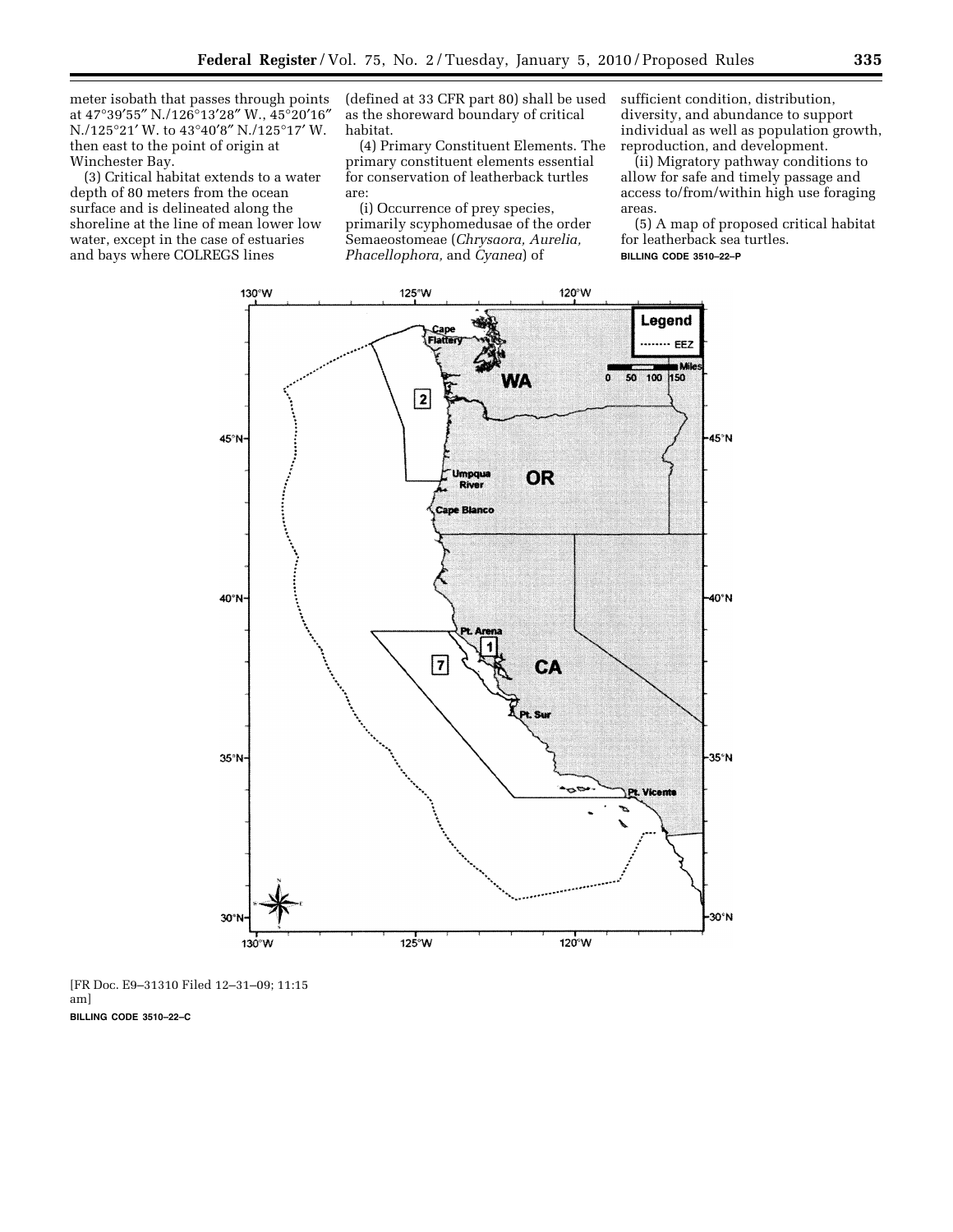meter isobath that passes through points at 47°39′55″ N./126°13′28″ W., 45°20′16″ N./125°21′ W. to 43°40′8″ N./125°17′ W. then east to the point of origin at Winchester Bay.

(3) Critical habitat extends to a water depth of 80 meters from the ocean surface and is delineated along the shoreline at the line of mean lower low water, except in the case of estuaries and bays where COLREGS lines (defined at 33 CFR part 80) shall be used as the shoreward boundary of critical habitat.

(4) Primary Constituent Elements. The primary constituent elements essential for conservation of leatherback turtles are:

(i) Occurrence of prey species, primarily scyphomedusae of the order Semaeostomeae (*Chrysaora, Aurelia, Phacellophora,* and *Cyanea*) of sufficient condition, distribution, diversity, and abundance to support individual as well as population growth, reproduction, and development.

(ii) Migratory pathway conditions to allow for safe and timely passage and access to/from/within high use foraging areas.

(5) A map of proposed critical habitat for leatherback sea turtles.

**BILLING CODE 3510–22–P**

130°W 125°W 120°W

Legend

EEZ

Miles

0 50 100 150

Cape Flattery

WA

2

45°N

Umpqua River

OR

Cape Blanco

40°N

Pt. Arena

1

7

CA

Pt. Sur

35°N

Pt. Vicente

30°N

[FR Doc. E9–31310 Filed 12–31–09; 11:15 am]

**BILLING CODE 3510–22–C**